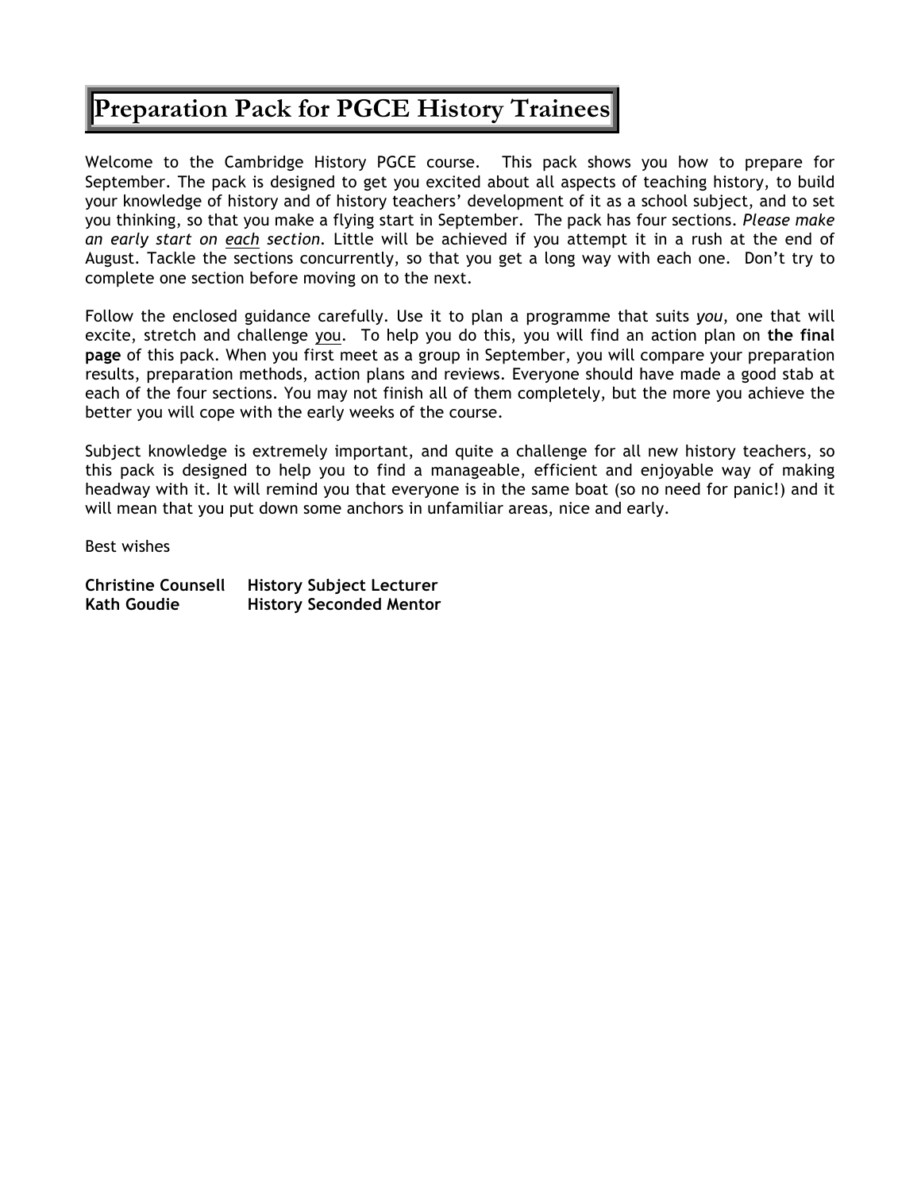# Preparation Pack for PGCE History Trainees

Welcome to the Cambridge History PGCE course. This pack shows you how to prepare for September. The pack is designed to get you excited about all aspects of teaching history, to build your knowledge of history and of history teachers' development of it as a school subject, and to set you thinking, so that you make a flying start in September. The pack has four sections. *Please make an early start on each section.* Little will be achieved if you attempt it in a rush at the end of August. Tackle the sections concurrently, so that you get a long way with each one. Don't try to complete one section before moving on to the next.

Follow the enclosed guidance carefully. Use it to plan a programme that suits *you*, one that will excite, stretch and challenge you. To help you do this, you will find an action plan on **the final page** of this pack. When you first meet as a group in September, you will compare your preparation results, preparation methods, action plans and reviews. Everyone should have made a good stab at each of the four sections. You may not finish all of them completely, but the more you achieve the better you will cope with the early weeks of the course.

Subject knowledge is extremely important, and quite a challenge for all new history teachers, so this pack is designed to help you to find a manageable, efficient and enjoyable way of making headway with it. It will remind you that everyone is in the same boat (so no need for panic!) and it will mean that you put down some anchors in unfamiliar areas, nice and early.

Best wishes

**Christine Counsell** **History Subject Lecturer**
**Kath Goudie** **History Seconded Mentor**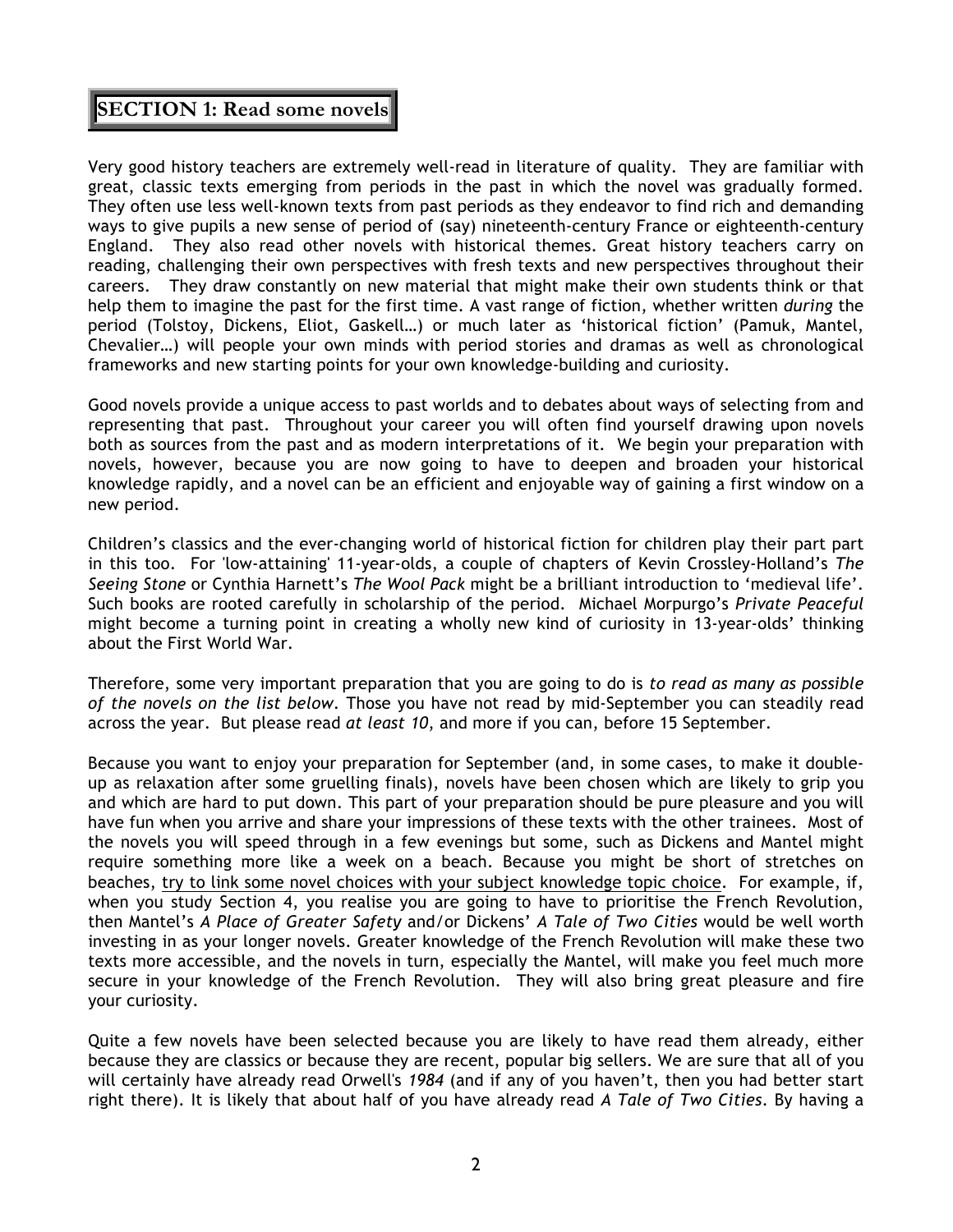## SECTION 1: Read some novels

Very good history teachers are extremely well-read in literature of quality. They are familiar with great, classic texts emerging from periods in the past in which the novel was gradually formed. They often use less well-known texts from past periods as they endeavor to find rich and demanding ways to give pupils a new sense of period of (say) nineteenth-century France or eighteenth-century England. They also read other novels with historical themes. Great history teachers carry on reading, challenging their own perspectives with fresh texts and new perspectives throughout their careers. They draw constantly on new material that might make their own students think or that help them to imagine the past for the first time. A vast range of fiction, whether written *during* the period (Tolstoy, Dickens, Eliot, Gaskell…) or much later as 'historical fiction' (Pamuk, Mantel, Chevalier…) will people your own minds with period stories and dramas as well as chronological frameworks and new starting points for your own knowledge-building and curiosity.

Good novels provide a unique access to past worlds and to debates about ways of selecting from and representing that past. Throughout your career you will often find yourself drawing upon novels both as sources from the past and as modern interpretations of it. We begin your preparation with novels, however, because you are now going to have to deepen and broaden your historical knowledge rapidly, and a novel can be an efficient and enjoyable way of gaining a first window on a new period.

Children's classics and the ever-changing world of historical fiction for children play their part part in this too. For 'low-attaining' 11-year-olds, a couple of chapters of Kevin Crossley-Holland's *The Seeing Stone* or Cynthia Harnett's *The Wool Pack* might be a brilliant introduction to 'medieval life'. Such books are rooted carefully in scholarship of the period. Michael Morpurgo's *Private Peaceful* might become a turning point in creating a wholly new kind of curiosity in 13-year-olds' thinking about the First World War.

Therefore, some very important preparation that you are going to do is *to read as many as possible of the novels on the list below*. Those you have not read by mid-September you can steadily read across the year. But please read *at least 10*, and more if you can, before 15 September.

Because you want to enjoy your preparation for September (and, in some cases, to make it double-up as relaxation after some gruelling finals), novels have been chosen which are likely to grip you and which are hard to put down. This part of your preparation should be pure pleasure and you will have fun when you arrive and share your impressions of these texts with the other trainees. Most of the novels you will speed through in a few evenings but some, such as Dickens and Mantel might require something more like a week on a beach. Because you might be short of stretches on beaches, <u>try to link some novel choices with your subject knowledge topic choice</u>. For example, if, when you study Section 4, you realise you are going to have to prioritise the French Revolution, then Mantel's *A Place of Greater Safety* and/or Dickens' *A Tale of Two Cities* would be well worth investing in as your longer novels. Greater knowledge of the French Revolution will make these two texts more accessible, and the novels in turn, especially the Mantel, will make you feel much more secure in your knowledge of the French Revolution. They will also bring great pleasure and fire your curiosity.

Quite a few novels have been selected because you are likely to have read them already, either because they are classics or because they are recent, popular big sellers. We are sure that all of you will certainly have already read Orwell's *1984* (and if any of you haven't, then you had better start right there). It is likely that about half of you have already read *A Tale of Two Cities*. By having a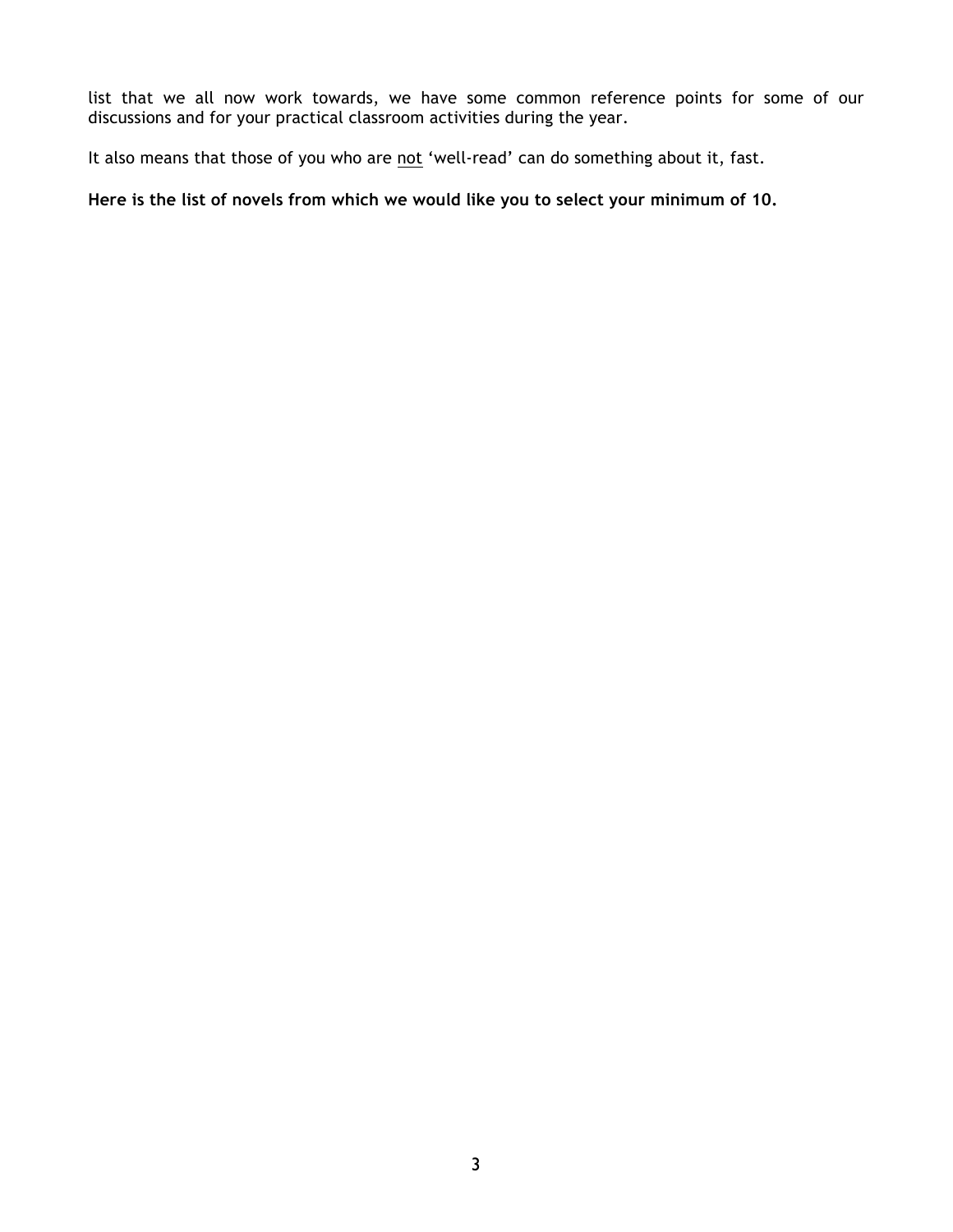list that we all now work towards, we have some common reference points for some of our discussions and for your practical classroom activities during the year.

It also means that those of you who are <u>not</u> 'well-read' can do something about it, fast.

**Here is the list of novels from which we would like you to select your minimum of 10.**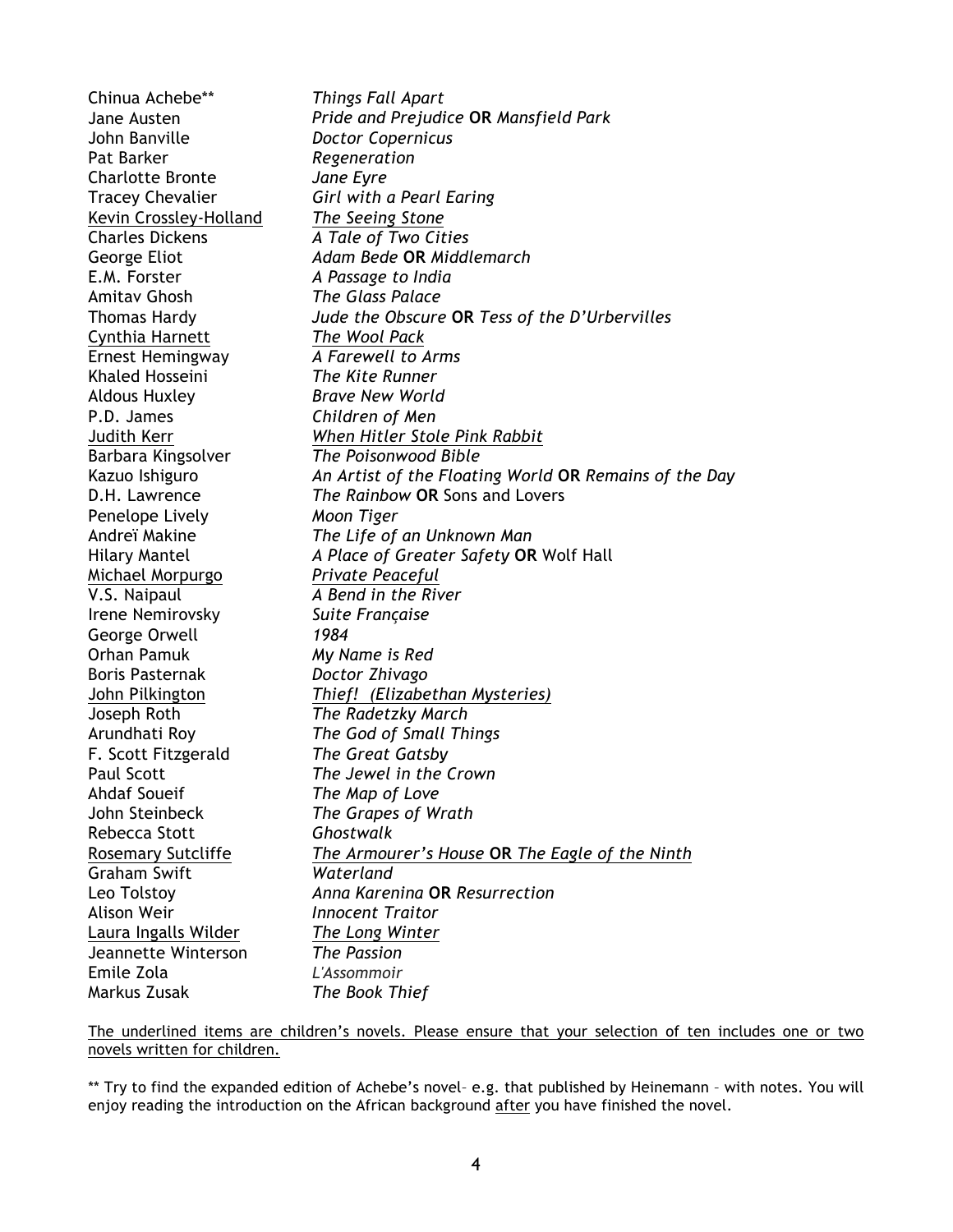| | |
|---|---|
| Chinua Achebe** | *Things Fall Apart* |
| Jane Austen | *Pride and Prejudice* **OR** *Mansfield Park* |
| John Banville | *Doctor Copernicus* |
| Pat Barker | *Regeneration* |
| Charlotte Bronte | *Jane Eyre* |
| Tracey Chevalier | *Girl with a Pearl Earing* |
| <u>Kevin Crossley-Holland</u> | <u>*The Seeing Stone*</u> |
| Charles Dickens | *A Tale of Two Cities* |
| George Eliot | *Adam Bede* **OR** *Middlemarch* |
| E.M. Forster | *A Passage to India* |
| Amitav Ghosh | *The Glass Palace* |
| Thomas Hardy | *Jude the Obscure* **OR** *Tess of the D'Urbervilles* |
| <u>Cynthia Harnett</u> | <u>*The Wool Pack*</u> |
| Ernest Hemingway | *A Farewell to Arms* |
| Khaled Hosseini | *The Kite Runner* |
| Aldous Huxley | *Brave New World* |
| P.D. James | *Children of Men* |
| <u>Judith Kerr</u> | <u>*When Hitler Stole Pink Rabbit*</u> |
| Barbara Kingsolver | *The Poisonwood Bible* |
| Kazuo Ishiguro | *An Artist of the Floating World* **OR** *Remains of the Day* |
| D.H. Lawrence | *The Rainbow* **OR** Sons and Lovers |
| Penelope Lively | *Moon Tiger* |
| Andreï Makine | *The Life of an Unknown Man* |
| Hilary Mantel | *A Place of Greater Safety* **OR** Wolf Hall |
| <u>Michael Morpurgo</u> | <u>*Private Peaceful*</u> |
| V.S. Naipaul | *A Bend in the River* |
| Irene Nemirovsky | *Suite Française* |
| George Orwell | *1984* |
| Orhan Pamuk | *My Name is Red* |
| Boris Pasternak | *Doctor Zhivago* |
| <u>John Pilkington</u> | <u>*Thief! (Elizabethan Mysteries)*</u> |
| Joseph Roth | *The Radetzky March* |
| Arundhati Roy | *The God of Small Things* |
| F. Scott Fitzgerald | *The Great Gatsby* |
| Paul Scott | *The Jewel in the Crown* |
| Ahdaf Soueif | *The Map of Love* |
| John Steinbeck | *The Grapes of Wrath* |
| Rebecca Stott | *Ghostwalk* |
| <u>Rosemary Sutcliffe</u> | <u>*The Armourer's House* **OR** *The Eagle of the Ninth*</u> |
| Graham Swift | *Waterland* |
| Leo Tolstoy | *Anna Karenina* **OR** *Resurrection* |
| Alison Weir | *Innocent Traitor* |
| <u>Laura Ingalls Wilder</u> | <u>*The Long Winter*</u> |
| Jeannette Winterson | *The Passion* |
| Emile Zola | *L'Assommoir* |
| Markus Zusak | *The Book Thief* |

<u>The underlined items are children's novels. Please ensure that your selection of ten includes one or two novels written for children.</u>

** Try to find the expanded edition of Achebe's novel– e.g. that published by Heinemann – with notes. You will enjoy reading the introduction on the African background <u>after</u> you have finished the novel.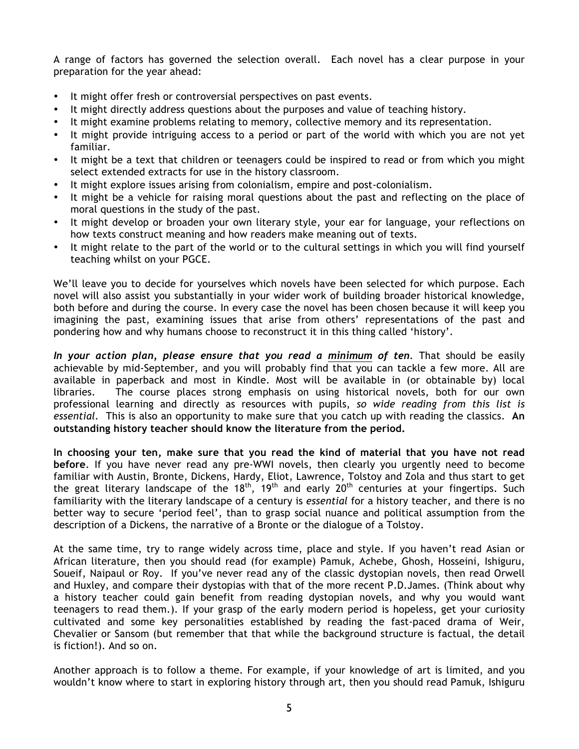A range of factors has governed the selection overall. Each novel has a clear purpose in your preparation for the year ahead:

- It might offer fresh or controversial perspectives on past events.
- It might directly address questions about the purposes and value of teaching history.
- It might examine problems relating to memory, collective memory and its representation.
- It might provide intriguing access to a period or part of the world with which you are not yet familiar.
- It might be a text that children or teenagers could be inspired to read or from which you might select extended extracts for use in the history classroom.
- It might explore issues arising from colonialism, empire and post-colonialism.
- It might be a vehicle for raising moral questions about the past and reflecting on the place of moral questions in the study of the past.
- It might develop or broaden your own literary style, your ear for language, your reflections on how texts construct meaning and how readers make meaning out of texts.
- It might relate to the part of the world or to the cultural settings in which you will find yourself teaching whilst on your PGCE.

We'll leave you to decide for yourselves which novels have been selected for which purpose. Each novel will also assist you substantially in your wider work of building broader historical knowledge, both before and during the course. In every case the novel has been chosen because it will keep you imagining the past, examining issues that arise from others' representations of the past and pondering how and why humans choose to reconstruct it in this thing called 'history'.

***In your action plan, please ensure that you read a <u>minimum</u> of ten***. That should be easily achievable by mid-September, and you will probably find that you can tackle a few more. All are available in paperback and most in Kindle. Most will be available in (or obtainable by) local libraries. The course places strong emphasis on using historical novels, both for our own professional learning and directly as resources with pupils, *so wide reading from this list is essential*. This is also an opportunity to make sure that you catch up with reading the classics. **An outstanding history teacher should know the literature from the period.**

**In choosing your ten, make sure that you read the kind of material that you have not read before**. If you have never read any pre-WWI novels, then clearly you urgently need to become familiar with Austin, Bronte, Dickens, Hardy, Eliot, Lawrence, Tolstoy and Zola and thus start to get the great literary landscape of the 18th, 19th and early 20th centuries at your fingertips. Such familiarity with the literary landscape of a century is *essential* for a history teacher, and there is no better way to secure 'period feel', than to grasp social nuance and political assumption from the description of a Dickens, the narrative of a Bronte or the dialogue of a Tolstoy.

At the same time, try to range widely across time, place and style. If you haven't read Asian or African literature, then you should read (for example) Pamuk, Achebe, Ghosh, Hosseini, Ishiguru, Soueif, Naipaul or Roy. If you've never read any of the classic dystopian novels, then read Orwell and Huxley, and compare their dystopias with that of the more recent P.D.James. (Think about why a history teacher could gain benefit from reading dystopian novels, and why you would want teenagers to read them.). If your grasp of the early modern period is hopeless, get your curiosity cultivated and some key personalities established by reading the fast-paced drama of Weir, Chevalier or Sansom (but remember that that while the background structure is factual, the detail is fiction!). And so on.

Another approach is to follow a theme. For example, if your knowledge of art is limited, and you wouldn't know where to start in exploring history through art, then you should read Pamuk, Ishiguru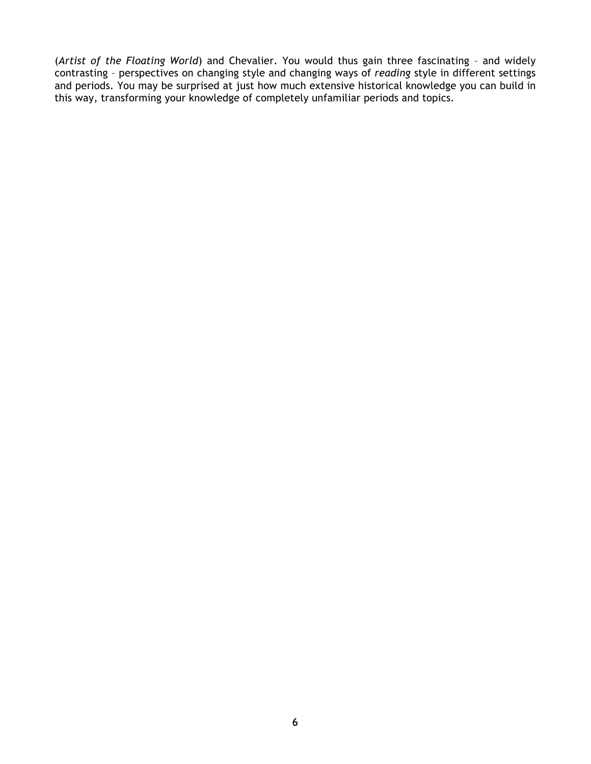(*Artist of the Floating World*) and Chevalier. You would thus gain three fascinating – and widely contrasting – perspectives on changing style and changing ways of *reading* style in different settings and periods. You may be surprised at just how much extensive historical knowledge you can build in this way, transforming your knowledge of completely unfamiliar periods and topics.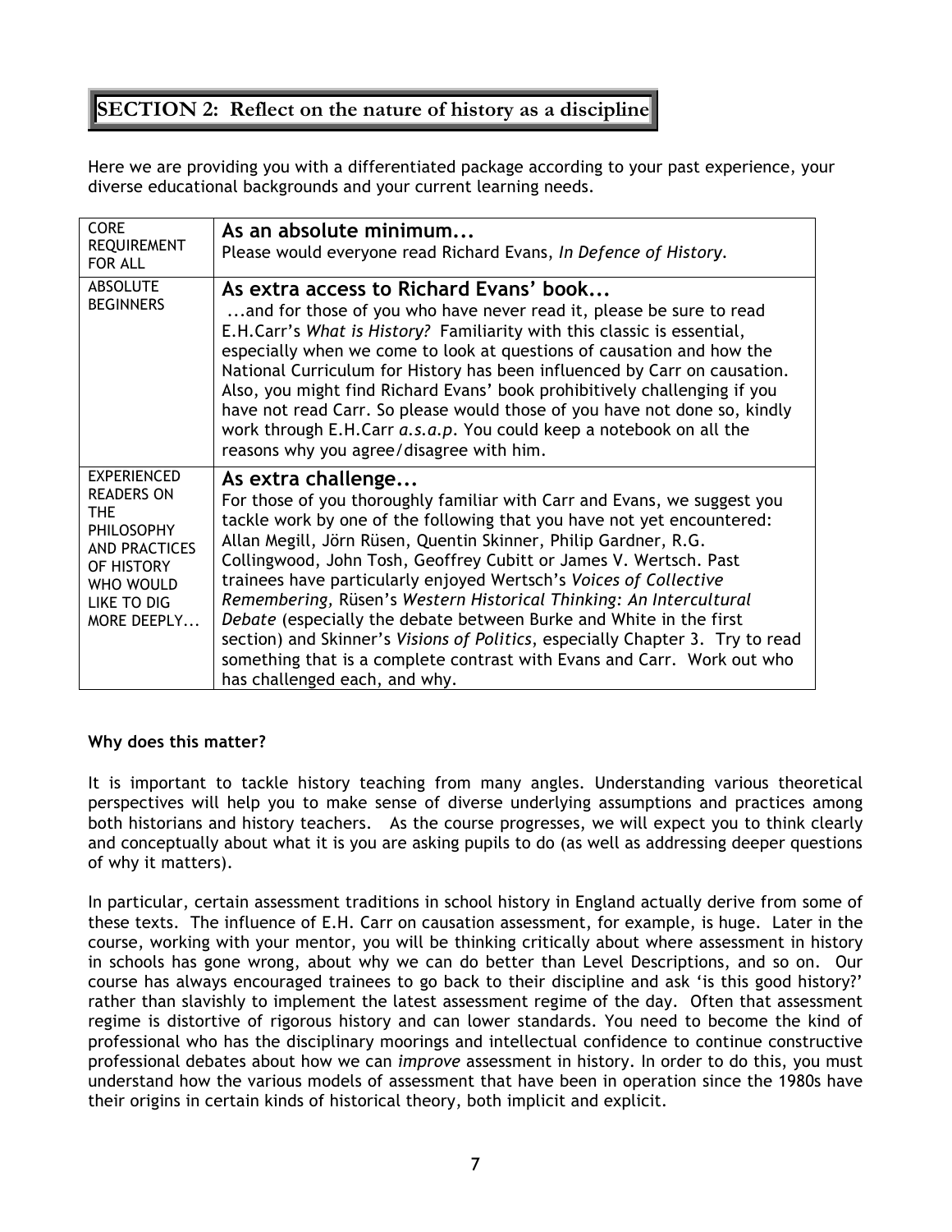## SECTION 2: Reflect on the nature of history as a discipline

Here we are providing you with a differentiated package according to your past experience, your diverse educational backgrounds and your current learning needs.

| | |
|---|---|
| CORE REQUIREMENT FOR ALL | **As an absolute minimum...** Please would everyone read Richard Evans, *In Defence of History*. |
| ABSOLUTE BEGINNERS | **As extra access to Richard Evans' book...** ...and for those of you who have never read it, please be sure to read E.H.Carr's *What is History?* Familiarity with this classic is essential, especially when we come to look at questions of causation and how the National Curriculum for History has been influenced by Carr on causation. Also, you might find Richard Evans' book prohibitively challenging if you have not read Carr. So please would those of you have not done so, kindly work through E.H.Carr *a.s.a.p*. You could keep a notebook on all the reasons why you agree/disagree with him. |
| EXPERIENCED READERS ON THE PHILOSOPHY AND PRACTICES OF HISTORY WHO WOULD LIKE TO DIG MORE DEEPLY... | **As extra challenge...** For those of you thoroughly familiar with Carr and Evans, we suggest you tackle work by one of the following that you have not yet encountered: Allan Megill, Jörn Rüsen, Quentin Skinner, Philip Gardner, R.G. Collingwood, John Tosh, Geoffrey Cubitt or James V. Wertsch. Past trainees have particularly enjoyed Wertsch's *Voices of Collective Remembering*, Rüsen's *Western Historical Thinking: An Intercultural Debate* (especially the debate between Burke and White in the first section) and Skinner's *Visions of Politics*, especially Chapter 3. Try to read something that is a complete contrast with Evans and Carr. Work out who has challenged each, and why. |

**Why does this matter?**

It is important to tackle history teaching from many angles. Understanding various theoretical perspectives will help you to make sense of diverse underlying assumptions and practices among both historians and history teachers. As the course progresses, we will expect you to think clearly and conceptually about what it is you are asking pupils to do (as well as addressing deeper questions of why it matters).

In particular, certain assessment traditions in school history in England actually derive from some of these texts. The influence of E.H. Carr on causation assessment, for example, is huge. Later in the course, working with your mentor, you will be thinking critically about where assessment in history in schools has gone wrong, about why we can do better than Level Descriptions, and so on. Our course has always encouraged trainees to go back to their discipline and ask 'is this good history?' rather than slavishly to implement the latest assessment regime of the day. Often that assessment regime is distortive of rigorous history and can lower standards. You need to become the kind of professional who has the disciplinary moorings and intellectual confidence to continue constructive professional debates about how we can *improve* assessment in history. In order to do this, you must understand how the various models of assessment that have been in operation since the 1980s have their origins in certain kinds of historical theory, both implicit and explicit.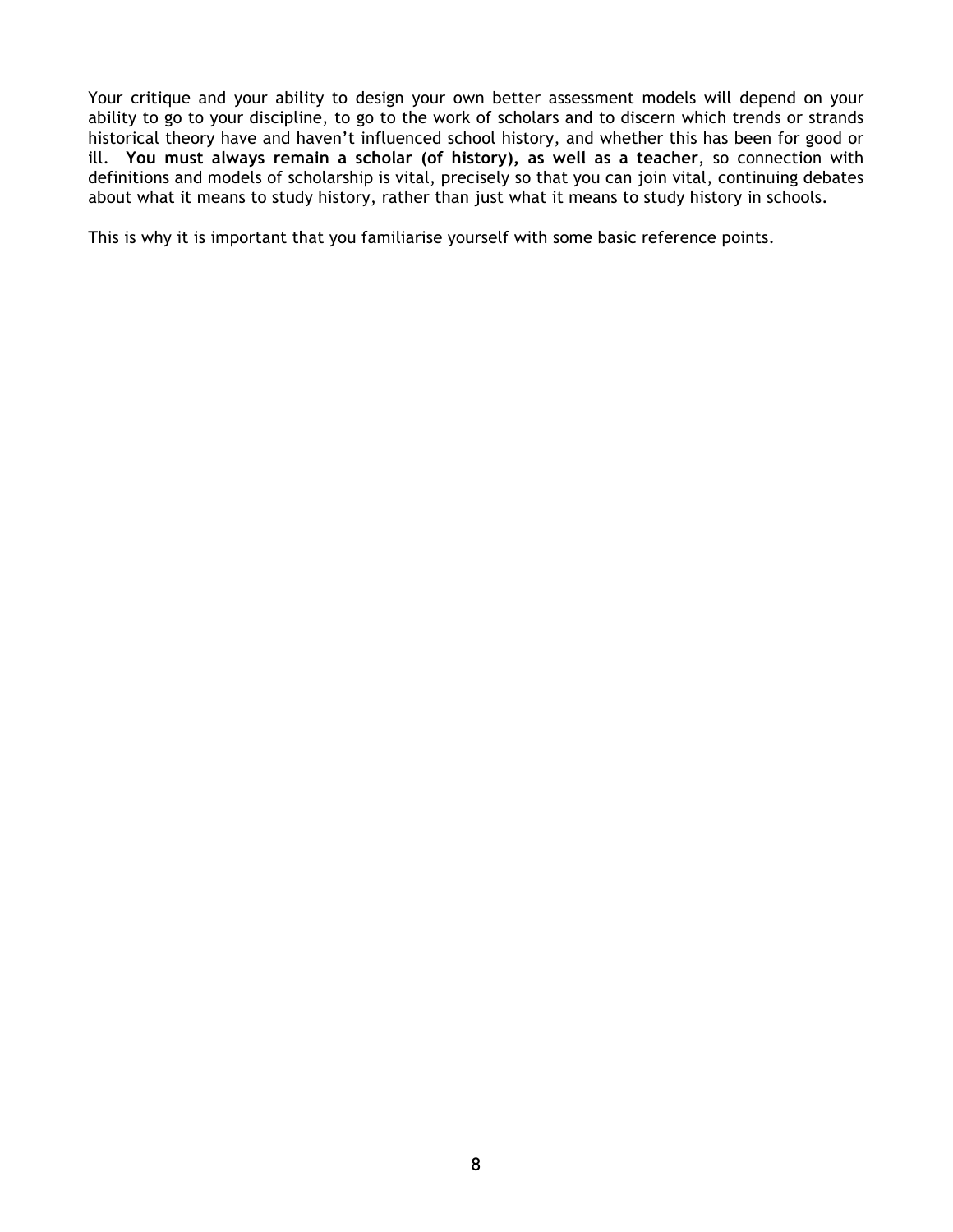Your critique and your ability to design your own better assessment models will depend on your ability to go to your discipline, to go to the work of scholars and to discern which trends or strands historical theory have and haven't influenced school history, and whether this has been for good or ill. **You must always remain a scholar (of history), as well as a teacher**, so connection with definitions and models of scholarship is vital, precisely so that you can join vital, continuing debates about what it means to study history, rather than just what it means to study history in schools.

This is why it is important that you familiarise yourself with some basic reference points.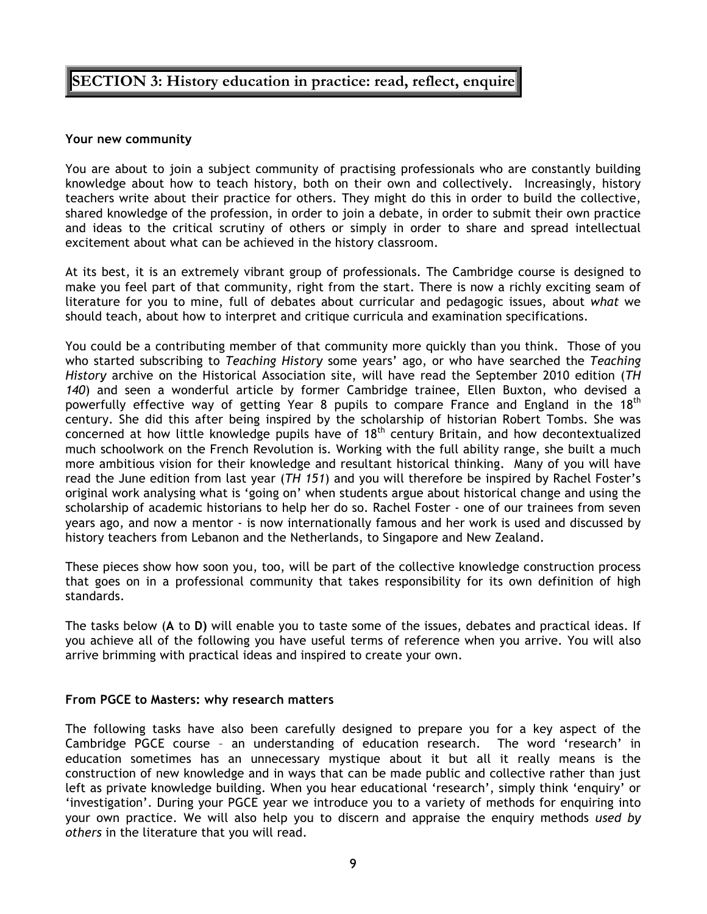## SECTION 3: History education in practice: read, reflect, enquire

**Your new community**

You are about to join a subject community of practising professionals who are constantly building knowledge about how to teach history, both on their own and collectively. Increasingly, history teachers write about their practice for others. They might do this in order to build the collective, shared knowledge of the profession, in order to join a debate, in order to submit their own practice and ideas to the critical scrutiny of others or simply in order to share and spread intellectual excitement about what can be achieved in the history classroom.

At its best, it is an extremely vibrant group of professionals. The Cambridge course is designed to make you feel part of that community, right from the start. There is now a richly exciting seam of literature for you to mine, full of debates about curricular and pedagogic issues, about *what* we should teach, about how to interpret and critique curricula and examination specifications.

You could be a contributing member of that community more quickly than you think. Those of you who started subscribing to *Teaching History* some years' ago, or who have searched the *Teaching History* archive on the Historical Association site, will have read the September 2010 edition (*TH 140*) and seen a wonderful article by former Cambridge trainee, Ellen Buxton, who devised a powerfully effective way of getting Year 8 pupils to compare France and England in the 18th century. She did this after being inspired by the scholarship of historian Robert Tombs. She was concerned at how little knowledge pupils have of 18th century Britain, and how decontextualized much schoolwork on the French Revolution is. Working with the full ability range, she built a much more ambitious vision for their knowledge and resultant historical thinking. Many of you will have read the June edition from last year (*TH 151*) and you will therefore be inspired by Rachel Foster's original work analysing what is 'going on' when students argue about historical change and using the scholarship of academic historians to help her do so. Rachel Foster - one of our trainees from seven years ago, and now a mentor - is now internationally famous and her work is used and discussed by history teachers from Lebanon and the Netherlands, to Singapore and New Zealand.

These pieces show how soon you, too, will be part of the collective knowledge construction process that goes on in a professional community that takes responsibility for its own definition of high standards.

The tasks below (**A** to **D**) will enable you to taste some of the issues, debates and practical ideas. If you achieve all of the following you have useful terms of reference when you arrive. You will also arrive brimming with practical ideas and inspired to create your own.

**From PGCE to Masters: why research matters**

The following tasks have also been carefully designed to prepare you for a key aspect of the Cambridge PGCE course – an understanding of education research. The word 'research' in education sometimes has an unnecessary mystique about it but all it really means is the construction of new knowledge and in ways that can be made public and collective rather than just left as private knowledge building. When you hear educational 'research', simply think 'enquiry' or 'investigation'. During your PGCE year we introduce you to a variety of methods for enquiring into your own practice. We will also help you to discern and appraise the enquiry methods *used by others* in the literature that you will read.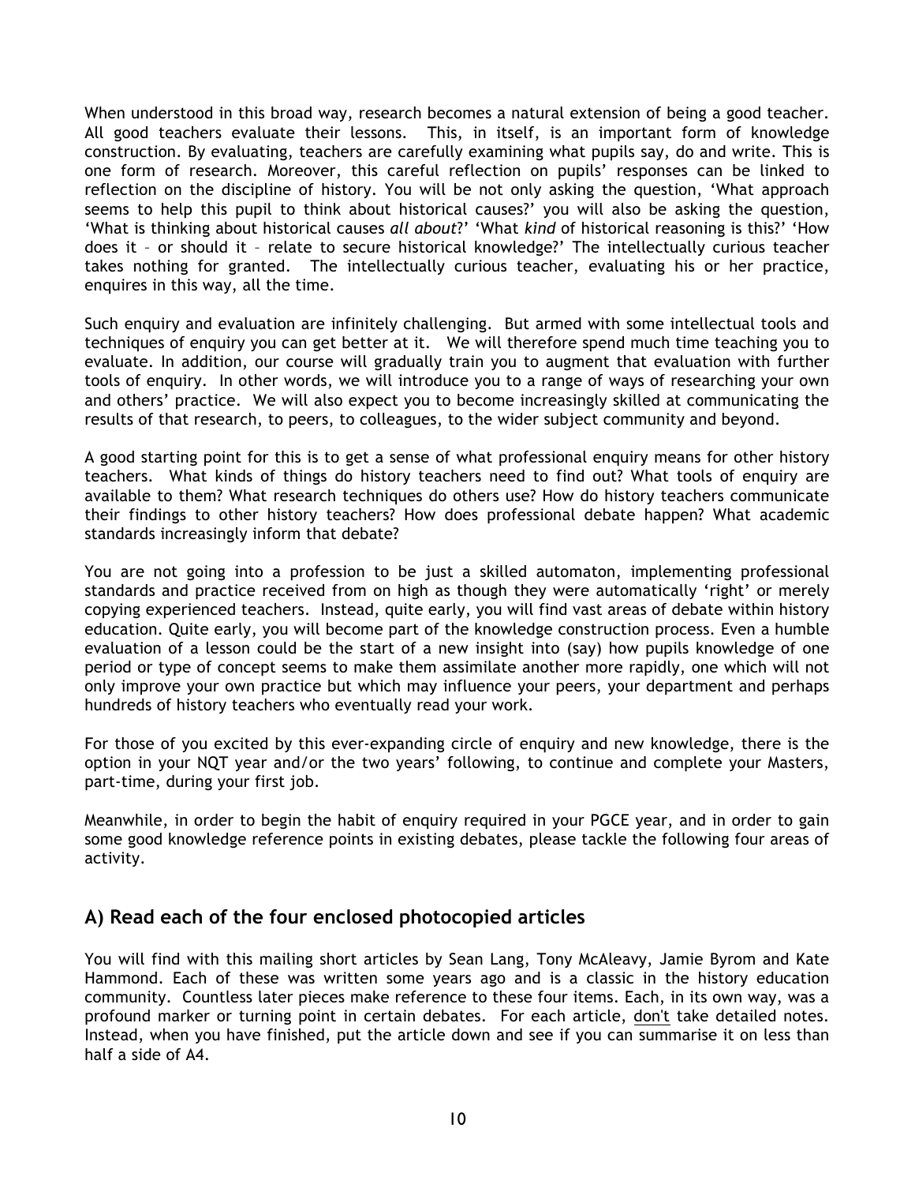When understood in this broad way, research becomes a natural extension of being a good teacher. All good teachers evaluate their lessons. This, in itself, is an important form of knowledge construction. By evaluating, teachers are carefully examining what pupils say, do and write. This is one form of research. Moreover, this careful reflection on pupils' responses can be linked to reflection on the discipline of history. You will be not only asking the question, 'What approach seems to help this pupil to think about historical causes?' you will also be asking the question, 'What is thinking about historical causes *all about*?' 'What *kind* of historical reasoning is this?' 'How does it – or should it – relate to secure historical knowledge?' The intellectually curious teacher takes nothing for granted. The intellectually curious teacher, evaluating his or her practice, enquires in this way, all the time.

Such enquiry and evaluation are infinitely challenging. But armed with some intellectual tools and techniques of enquiry you can get better at it. We will therefore spend much time teaching you to evaluate. In addition, our course will gradually train you to augment that evaluation with further tools of enquiry. In other words, we will introduce you to a range of ways of researching your own and others' practice. We will also expect you to become increasingly skilled at communicating the results of that research, to peers, to colleagues, to the wider subject community and beyond.

A good starting point for this is to get a sense of what professional enquiry means for other history teachers. What kinds of things do history teachers need to find out? What tools of enquiry are available to them? What research techniques do others use? How do history teachers communicate their findings to other history teachers? How does professional debate happen? What academic standards increasingly inform that debate?

You are not going into a profession to be just a skilled automaton, implementing professional standards and practice received from on high as though they were automatically 'right' or merely copying experienced teachers. Instead, quite early, you will find vast areas of debate within history education. Quite early, you will become part of the knowledge construction process. Even a humble evaluation of a lesson could be the start of a new insight into (say) how pupils knowledge of one period or type of concept seems to make them assimilate another more rapidly, one which will not only improve your own practice but which may influence your peers, your department and perhaps hundreds of history teachers who eventually read your work.

For those of you excited by this ever-expanding circle of enquiry and new knowledge, there is the option in your NQT year and/or the two years' following, to continue and complete your Masters, part-time, during your first job.

Meanwhile, in order to begin the habit of enquiry required in your PGCE year, and in order to gain some good knowledge reference points in existing debates, please tackle the following four areas of activity.

## A) Read each of the four enclosed photocopied articles

You will find with this mailing short articles by Sean Lang, Tony McAleavy, Jamie Byrom and Kate Hammond. Each of these was written some years ago and is a classic in the history education community. Countless later pieces make reference to these four items. Each, in its own way, was a profound marker or turning point in certain debates. For each article, <u>don't</u> take detailed notes. Instead, when you have finished, put the article down and see if you can summarise it on less than half a side of A4.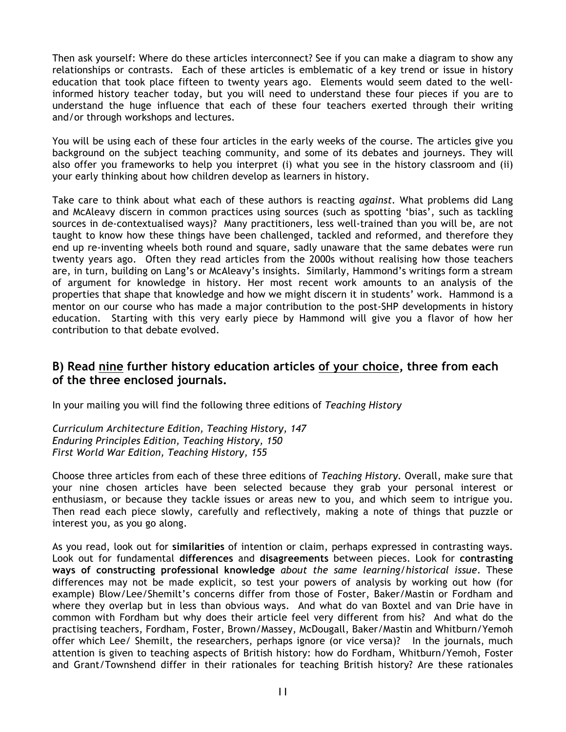Then ask yourself: Where do these articles interconnect? See if you can make a diagram to show any relationships or contrasts. Each of these articles is emblematic of a key trend or issue in history education that took place fifteen to twenty years ago. Elements would seem dated to the well-informed history teacher today, but you will need to understand these four pieces if you are to understand the huge influence that each of these four teachers exerted through their writing and/or through workshops and lectures.

You will be using each of these four articles in the early weeks of the course. The articles give you background on the subject teaching community, and some of its debates and journeys. They will also offer you frameworks to help you interpret (i) what you see in the history classroom and (ii) your early thinking about how children develop as learners in history.

Take care to think about what each of these authors is reacting *against*. What problems did Lang and McAleavy discern in common practices using sources (such as spotting 'bias', such as tackling sources in de-contextualised ways)? Many practitioners, less well-trained than you will be, are not taught to know how these things have been challenged, tackled and reformed, and therefore they end up re-inventing wheels both round and square, sadly unaware that the same debates were run twenty years ago. Often they read articles from the 2000s without realising how those teachers are, in turn, building on Lang's or McAleavy's insights. Similarly, Hammond's writings form a stream of argument for knowledge in history. Her most recent work amounts to an analysis of the properties that shape that knowledge and how we might discern it in students' work. Hammond is a mentor on our course who has made a major contribution to the post-SHP developments in history education. Starting with this very early piece by Hammond will give you a flavor of how her contribution to that debate evolved.

## B) Read <u>nine</u> further history education articles <u>of your choice</u>, three from each of the three enclosed journals.

In your mailing you will find the following three editions of *Teaching History*

*Curriculum Architecture Edition, Teaching History, 147*
*Enduring Principles Edition, Teaching History, 150*
*First World War Edition, Teaching History, 155*

Choose three articles from each of these three editions of *Teaching History*. Overall, make sure that your nine chosen articles have been selected because they grab your personal interest or enthusiasm, or because they tackle issues or areas new to you, and which seem to intrigue you. Then read each piece slowly, carefully and reflectively, making a note of things that puzzle or interest you, as you go along.

As you read, look out for **similarities** of intention or claim, perhaps expressed in contrasting ways. Look out for fundamental **differences** and **disagreements** between pieces. Look for **contrasting ways of constructing professional knowledge** *about the same learning/historical issue*. These differences may not be made explicit, so test your powers of analysis by working out how (for example) Blow/Lee/Shemilt's concerns differ from those of Foster, Baker/Mastin or Fordham and where they overlap but in less than obvious ways. And what do van Boxtel and van Drie have in common with Fordham but why does their article feel very different from his? And what do the practising teachers, Fordham, Foster, Brown/Massey, McDougall, Baker/Mastin and Whitburn/Yemoh offer which Lee/ Shemilt, the researchers, perhaps ignore (or vice versa)? In the journals, much attention is given to teaching aspects of British history: how do Fordham, Whitburn/Yemoh, Foster and Grant/Townshend differ in their rationales for teaching British history? Are these rationales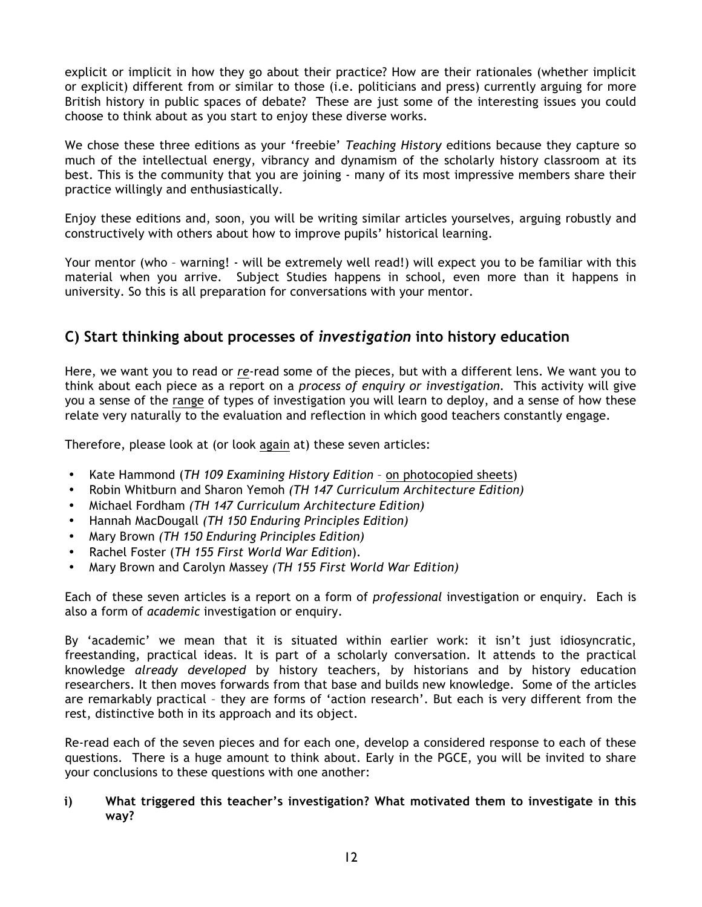explicit or implicit in how they go about their practice? How are their rationales (whether implicit or explicit) different from or similar to those (i.e. politicians and press) currently arguing for more British history in public spaces of debate? These are just some of the interesting issues you could choose to think about as you start to enjoy these diverse works.

We chose these three editions as your 'freebie' *Teaching History* editions because they capture so much of the intellectual energy, vibrancy and dynamism of the scholarly history classroom at its best. This is the community that you are joining - many of its most impressive members share their practice willingly and enthusiastically.

Enjoy these editions and, soon, you will be writing similar articles yourselves, arguing robustly and constructively with others about how to improve pupils' historical learning.

Your mentor (who – warning! - will be extremely well read!) will expect you to be familiar with this material when you arrive. Subject Studies happens in school, even more than it happens in university. So this is all preparation for conversations with your mentor.

## C) Start thinking about processes of *investigation* into history education

Here, we want you to read or <u>*re*</u>-read some of the pieces, but with a different lens. We want you to think about each piece as a report on a *process of enquiry or investigation.* This activity will give you a sense of the <u>range</u> of types of investigation you will learn to deploy, and a sense of how these relate very naturally to the evaluation and reflection in which good teachers constantly engage.

Therefore, please look at (or look <u>again</u> at) these seven articles:

- Kate Hammond (*TH 109 Examining History Edition* – <u>on photocopied sheets</u>)
- Robin Whitburn and Sharon Yemoh *(TH 147 Curriculum Architecture Edition)*
- Michael Fordham *(TH 147 Curriculum Architecture Edition)*
- Hannah MacDougall *(TH 150 Enduring Principles Edition)*
- Mary Brown *(TH 150 Enduring Principles Edition)*
- Rachel Foster (*TH 155 First World War Edition*).
- Mary Brown and Carolyn Massey *(TH 155 First World War Edition)*

Each of these seven articles is a report on a form of *professional* investigation or enquiry. Each is also a form of *academic* investigation or enquiry.

By 'academic' we mean that it is situated within earlier work: it isn't just idiosyncratic, freestanding, practical ideas. It is part of a scholarly conversation. It attends to the practical knowledge *already developed* by history teachers, by historians and by history education researchers. It then moves forwards from that base and builds new knowledge. Some of the articles are remarkably practical – they are forms of 'action research'. But each is very different from the rest, distinctive both in its approach and its object.

Re-read each of the seven pieces and for each one, develop a considered response to each of these questions. There is a huge amount to think about. Early in the PGCE, you will be invited to share your conclusions to these questions with one another:

**i) What triggered this teacher's investigation? What motivated them to investigate in this way?**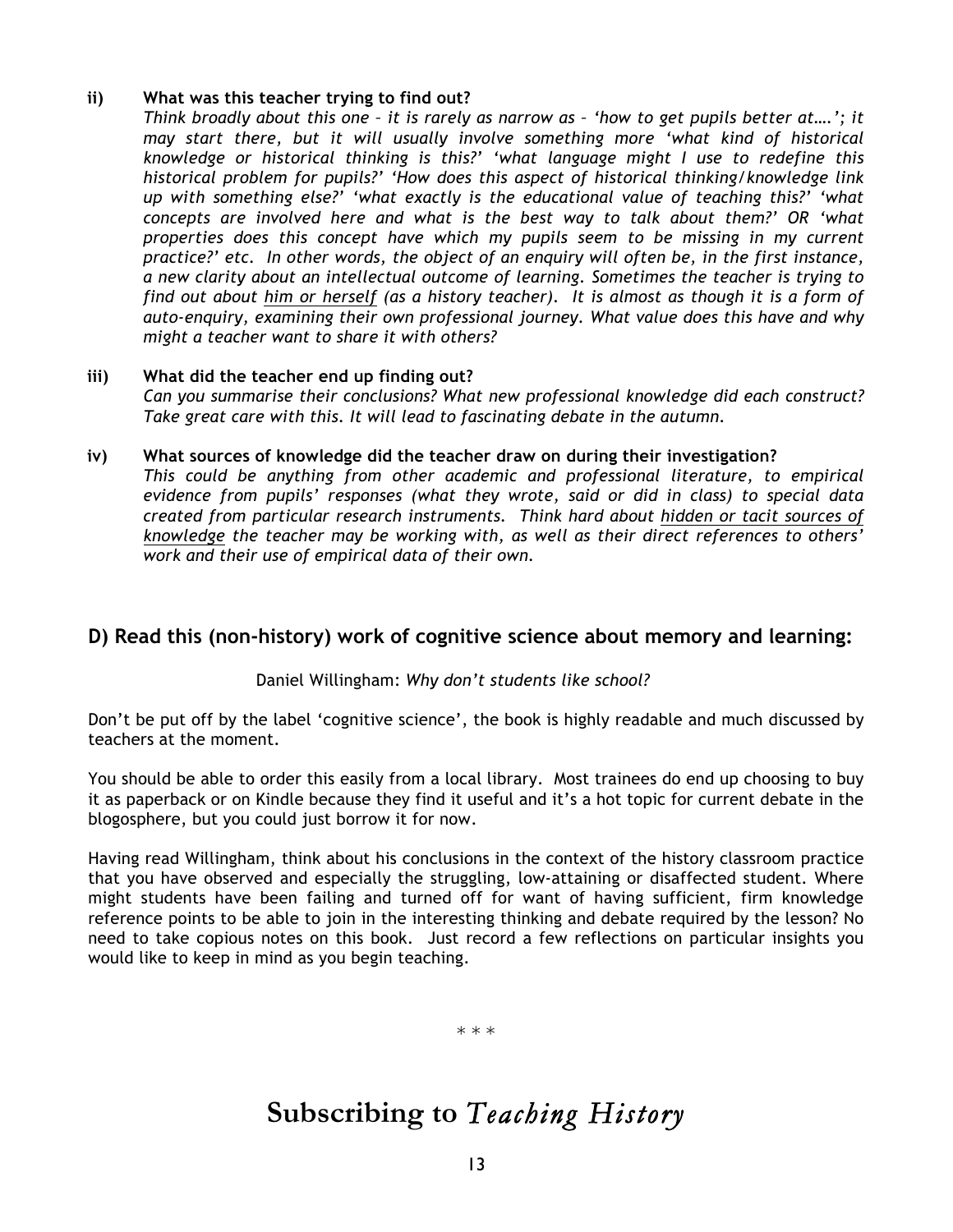**ii) What was this teacher trying to find out?**

*Think broadly about this one – it is rarely as narrow as – 'how to get pupils better at….'; it may start there, but it will usually involve something more 'what kind of historical knowledge or historical thinking is this?' 'what language might I use to redefine this historical problem for pupils?' 'How does this aspect of historical thinking/knowledge link up with something else?' 'what exactly is the educational value of teaching this?' 'what concepts are involved here and what is the best way to talk about them?' OR 'what properties does this concept have which my pupils seem to be missing in my current practice?' etc. In other words, the object of an enquiry will often be, in the first instance, a new clarity about an intellectual outcome of learning. Sometimes the teacher is trying to find out about <u>him or herself</u> (as a history teacher). It is almost as though it is a form of auto-enquiry, examining their own professional journey. What value does this have and why might a teacher want to share it with others?*

**iii) What did the teacher end up finding out?**

*Can you summarise their conclusions? What new professional knowledge did each construct? Take great care with this. It will lead to fascinating debate in the autumn.*

**iv) What sources of knowledge did the teacher draw on during their investigation?**

*This could be anything from other academic and professional literature, to empirical evidence from pupils' responses (what they wrote, said or did in class) to special data created from particular research instruments. Think hard about <u>hidden or tacit sources of knowledge</u> the teacher may be working with, as well as their direct references to others' work and their use of empirical data of their own.*

## D) Read this (non-history) work of cognitive science about memory and learning:

Daniel Willingham: *Why don't students like school?*

Don't be put off by the label 'cognitive science', the book is highly readable and much discussed by teachers at the moment.

You should be able to order this easily from a local library. Most trainees do end up choosing to buy it as paperback or on Kindle because they find it useful and it's a hot topic for current debate in the blogosphere, but you could just borrow it for now.

Having read Willingham, think about his conclusions in the context of the history classroom practice that you have observed and especially the struggling, low-attaining or disaffected student. Where might students have been failing and turned off for want of having sufficient, firm knowledge reference points to be able to join in the interesting thinking and debate required by the lesson? No need to take copious notes on this book. Just record a few reflections on particular insights you would like to keep in mind as you begin teaching.

\* \* \*

# Subscribing to *Teaching History*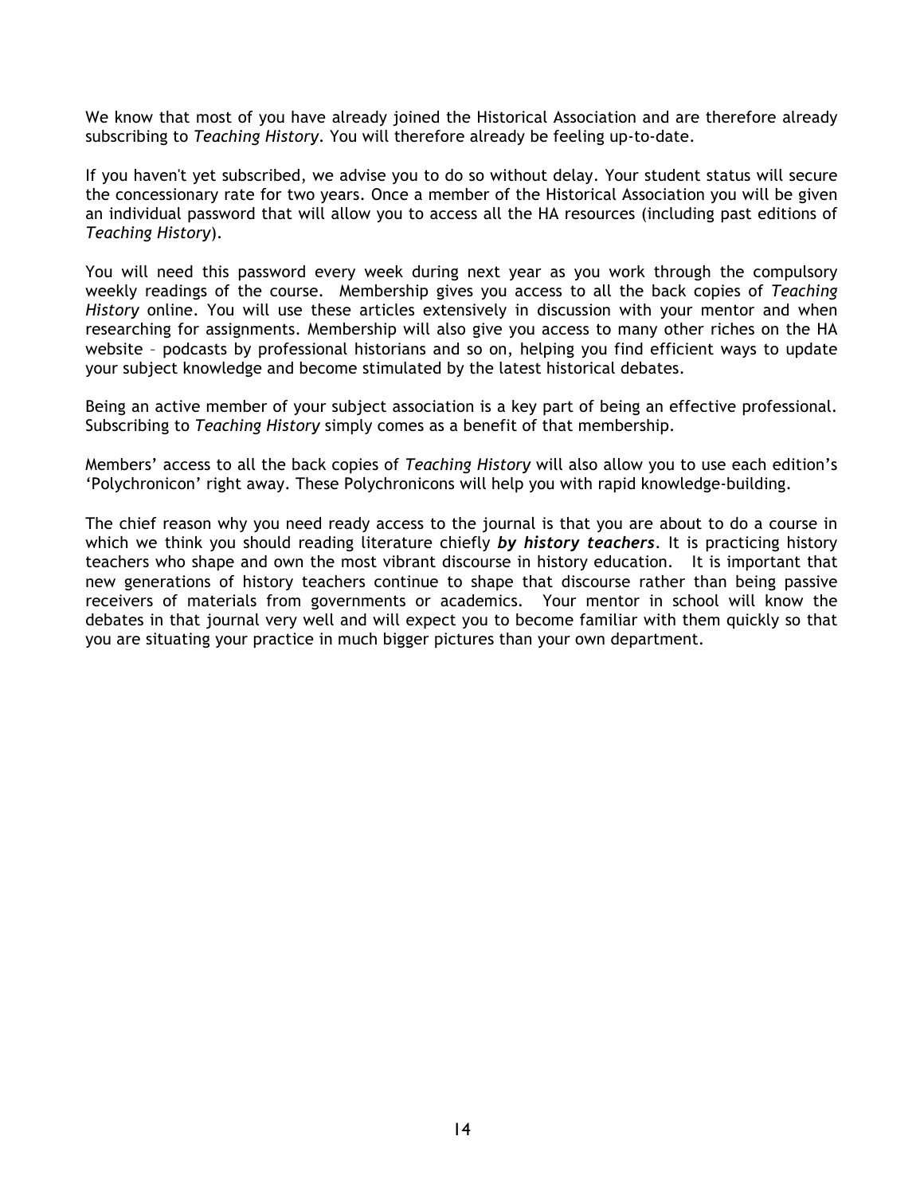We know that most of you have already joined the Historical Association and are therefore already subscribing to *Teaching History*. You will therefore already be feeling up-to-date.

If you haven't yet subscribed, we advise you to do so without delay. Your student status will secure the concessionary rate for two years. Once a member of the Historical Association you will be given an individual password that will allow you to access all the HA resources (including past editions of *Teaching History*).

You will need this password every week during next year as you work through the compulsory weekly readings of the course. Membership gives you access to all the back copies of *Teaching History* online. You will use these articles extensively in discussion with your mentor and when researching for assignments. Membership will also give you access to many other riches on the HA website – podcasts by professional historians and so on, helping you find efficient ways to update your subject knowledge and become stimulated by the latest historical debates.

Being an active member of your subject association is a key part of being an effective professional. Subscribing to *Teaching History* simply comes as a benefit of that membership.

Members' access to all the back copies of *Teaching History* will also allow you to use each edition's 'Polychronicon' right away. These Polychronicons will help you with rapid knowledge-building.

The chief reason why you need ready access to the journal is that you are about to do a course in which we think you should reading literature chiefly ***by history teachers***. It is practicing history teachers who shape and own the most vibrant discourse in history education. It is important that new generations of history teachers continue to shape that discourse rather than being passive receivers of materials from governments or academics. Your mentor in school will know the debates in that journal very well and will expect you to become familiar with them quickly so that you are situating your practice in much bigger pictures than your own department.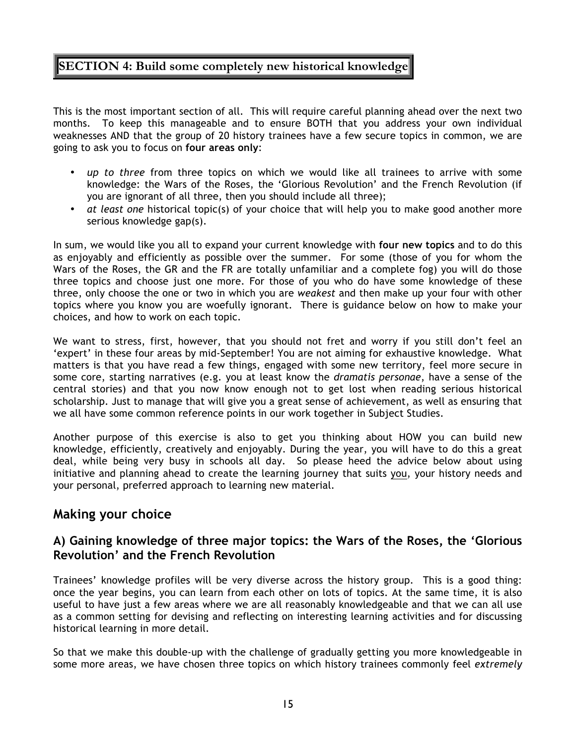## SECTION 4: Build some completely new historical knowledge

This is the most important section of all. This will require careful planning ahead over the next two months. To keep this manageable and to ensure BOTH that you address your own individual weaknesses AND that the group of 20 history trainees have a few secure topics in common, we are going to ask you to focus on **four areas only**:

- *up to three* from three topics on which we would like all trainees to arrive with some knowledge: the Wars of the Roses, the 'Glorious Revolution' and the French Revolution (if you are ignorant of all three, then you should include all three);
- *at least one* historical topic(s) of your choice that will help you to make good another more serious knowledge gap(s).

In sum, we would like you all to expand your current knowledge with **four new topics** and to do this as enjoyably and efficiently as possible over the summer. For some (those of you for whom the Wars of the Roses, the GR and the FR are totally unfamiliar and a complete fog) you will do those three topics and choose just one more. For those of you who do have some knowledge of these three, only choose the one or two in which you are *weakest* and then make up your four with other topics where you know you are woefully ignorant. There is guidance below on how to make your choices, and how to work on each topic.

We want to stress, first, however, that you should not fret and worry if you still don't feel an 'expert' in these four areas by mid-September! You are not aiming for exhaustive knowledge. What matters is that you have read a few things, engaged with some new territory, feel more secure in some core, starting narratives (e.g. you at least know the *dramatis personae*, have a sense of the central stories) and that you now know enough not to get lost when reading serious historical scholarship. Just to manage that will give you a great sense of achievement, as well as ensuring that we all have some common reference points in our work together in Subject Studies.

Another purpose of this exercise is also to get you thinking about HOW you can build new knowledge, efficiently, creatively and enjoyably. During the year, you will have to do this a great deal, while being very busy in schools all day. So please heed the advice below about using initiative and planning ahead to create the learning journey that suits <u>you</u>, your history needs and your personal, preferred approach to learning new material.

## Making your choice

### A) Gaining knowledge of three major topics: the Wars of the Roses, the 'Glorious Revolution' and the French Revolution

Trainees' knowledge profiles will be very diverse across the history group. This is a good thing: once the year begins, you can learn from each other on lots of topics. At the same time, it is also useful to have just a few areas where we are all reasonably knowledgeable and that we can all use as a common setting for devising and reflecting on interesting learning activities and for discussing historical learning in more detail.

So that we make this double-up with the challenge of gradually getting you more knowledgeable in some more areas, we have chosen three topics on which history trainees commonly feel *extremely*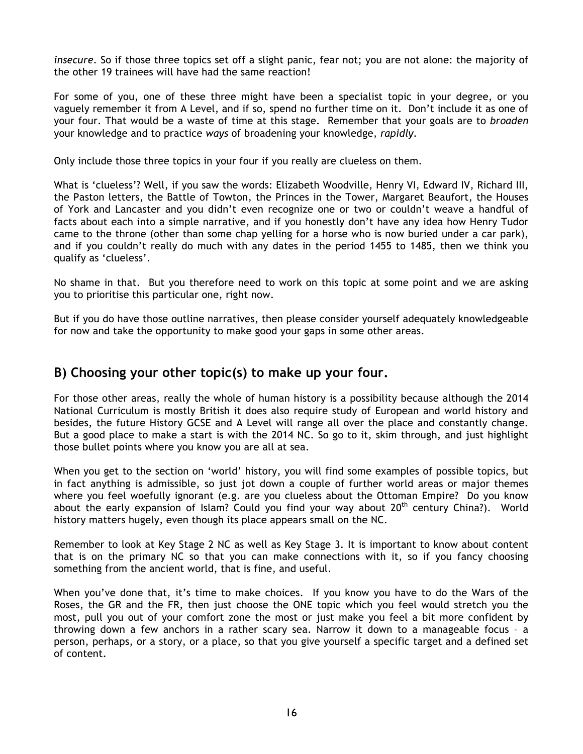*insecure*. So if those three topics set off a slight panic, fear not; you are not alone: the majority of the other 19 trainees will have had the same reaction!

For some of you, one of these three might have been a specialist topic in your degree, or you vaguely remember it from A Level, and if so, spend no further time on it. Don't include it as one of your four. That would be a waste of time at this stage. Remember that your goals are to *broaden* your knowledge and to practice *ways* of broadening your knowledge, *rapidly*.

Only include those three topics in your four if you really are clueless on them.

What is 'clueless'? Well, if you saw the words: Elizabeth Woodville, Henry VI, Edward IV, Richard III, the Paston letters, the Battle of Towton, the Princes in the Tower, Margaret Beaufort, the Houses of York and Lancaster and you didn't even recognize one or two or couldn't weave a handful of facts about each into a simple narrative, and if you honestly don't have any idea how Henry Tudor came to the throne (other than some chap yelling for a horse who is now buried under a car park), and if you couldn't really do much with any dates in the period 1455 to 1485, then we think you qualify as 'clueless'.

No shame in that. But you therefore need to work on this topic at some point and we are asking you to prioritise this particular one, right now.

But if you do have those outline narratives, then please consider yourself adequately knowledgeable for now and take the opportunity to make good your gaps in some other areas.

## B) Choosing your other topic(s) to make up your four.

For those other areas, really the whole of human history is a possibility because although the 2014 National Curriculum is mostly British it does also require study of European and world history and besides, the future History GCSE and A Level will range all over the place and constantly change. But a good place to make a start is with the 2014 NC. So go to it, skim through, and just highlight those bullet points where you know you are all at sea.

When you get to the section on 'world' history, you will find some examples of possible topics, but in fact anything is admissible, so just jot down a couple of further world areas or major themes where you feel woefully ignorant (e.g. are you clueless about the Ottoman Empire? Do you know about the early expansion of Islam? Could you find your way about 20th century China?). World history matters hugely, even though its place appears small on the NC.

Remember to look at Key Stage 2 NC as well as Key Stage 3. It is important to know about content that is on the primary NC so that you can make connections with it, so if you fancy choosing something from the ancient world, that is fine, and useful.

When you've done that, it's time to make choices. If you know you have to do the Wars of the Roses, the GR and the FR, then just choose the ONE topic which you feel would stretch you the most, pull you out of your comfort zone the most or just make you feel a bit more confident by throwing down a few anchors in a rather scary sea. Narrow it down to a manageable focus – a person, perhaps, or a story, or a place, so that you give yourself a specific target and a defined set of content.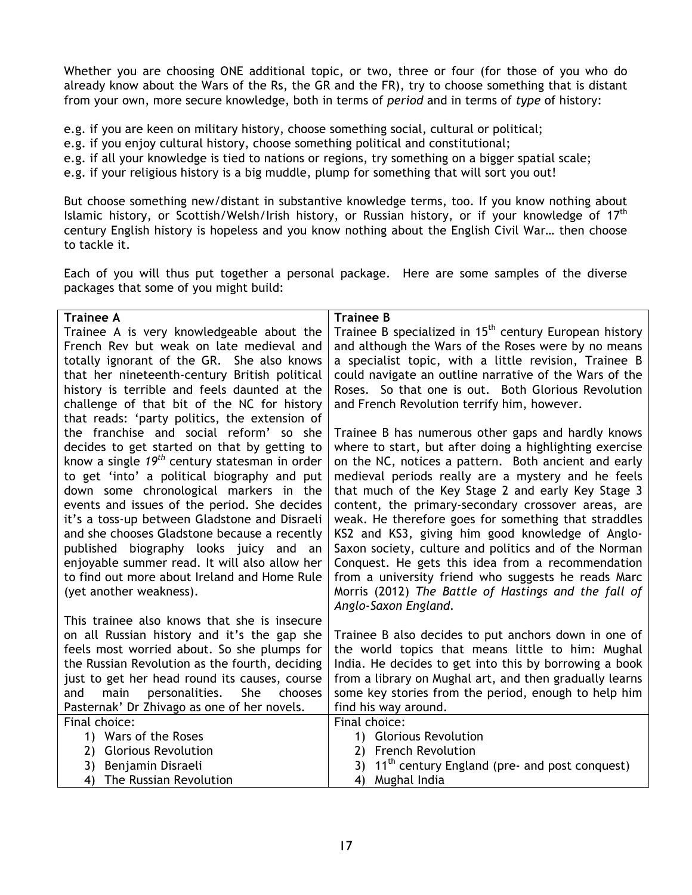Whether you are choosing ONE additional topic, or two, three or four (for those of you who do already know about the Wars of the Rs, the GR and the FR), try to choose something that is distant from your own, more secure knowledge, both in terms of *period* and in terms of *type* of history:

e.g. if you are keen on military history, choose something social, cultural or political;
e.g. if you enjoy cultural history, choose something political and constitutional;
e.g. if all your knowledge is tied to nations or regions, try something on a bigger spatial scale;
e.g. if your religious history is a big muddle, plump for something that will sort you out!

But choose something new/distant in substantive knowledge terms, too. If you know nothing about Islamic history, or Scottish/Welsh/Irish history, or Russian history, or if your knowledge of 17th century English history is hopeless and you know nothing about the English Civil War… then choose to tackle it.

Each of you will thus put together a personal package. Here are some samples of the diverse packages that some of you might build:

| **Trainee A** | **Trainee B** |
|---|---|
| Trainee A is very knowledgeable about the French Rev but weak on late medieval and totally ignorant of the GR. She also knows that her nineteenth-century British political history is terrible and feels daunted at the challenge of that bit of the NC for history that reads: 'party politics, the extension of the franchise and social reform' so she decides to get started on that by getting to know a single *19th* century statesman in order to get 'into' a political biography and put down some chronological markers in the events and issues of the period. She decides it's a toss-up between Gladstone and Disraeli and she chooses Gladstone because a recently published biography looks juicy and an enjoyable summer read. It will also allow her to find out more about Ireland and Home Rule (yet another weakness).<br><br>This trainee also knows that she is insecure on all Russian history and it's the gap she feels most worried about. So she plumps for the Russian Revolution as the fourth, deciding just to get her head round its causes, course and main personalities. She chooses Pasternak' Dr Zhivago as one of her novels. | Trainee B specialized in 15th century European history and although the Wars of the Roses were by no means a specialist topic, with a little revision, Trainee B could navigate an outline narrative of the Wars of the Roses. So that one is out. Both Glorious Revolution and French Revolution terrify him, however.<br><br>Trainee B has numerous other gaps and hardly knows where to start, but after doing a highlighting exercise on the NC, notices a pattern. Both ancient and early medieval periods really are a mystery and he feels that much of the Key Stage 2 and early Key Stage 3 content, the primary-secondary crossover areas, are weak. He therefore goes for something that straddles KS2 and KS3, giving him good knowledge of Anglo-Saxon society, culture and politics and of the Norman Conquest. He gets this idea from a recommendation from a university friend who suggests he reads Marc Morris (2012) *The Battle of Hastings and the fall of Anglo-Saxon England*.<br><br>Trainee B also decides to put anchors down in one of the world topics that means little to him: Mughal India. He decides to get into this by borrowing a book from a library on Mughal art, and then gradually learns some key stories from the period, enough to help him find his way around. |
| Final choice:<br>1) Wars of the Roses<br>2) Glorious Revolution<br>3) Benjamin Disraeli<br>4) The Russian Revolution | Final choice:<br>1) Glorious Revolution<br>2) French Revolution<br>3) 11th century England (pre- and post conquest)<br>4) Mughal India |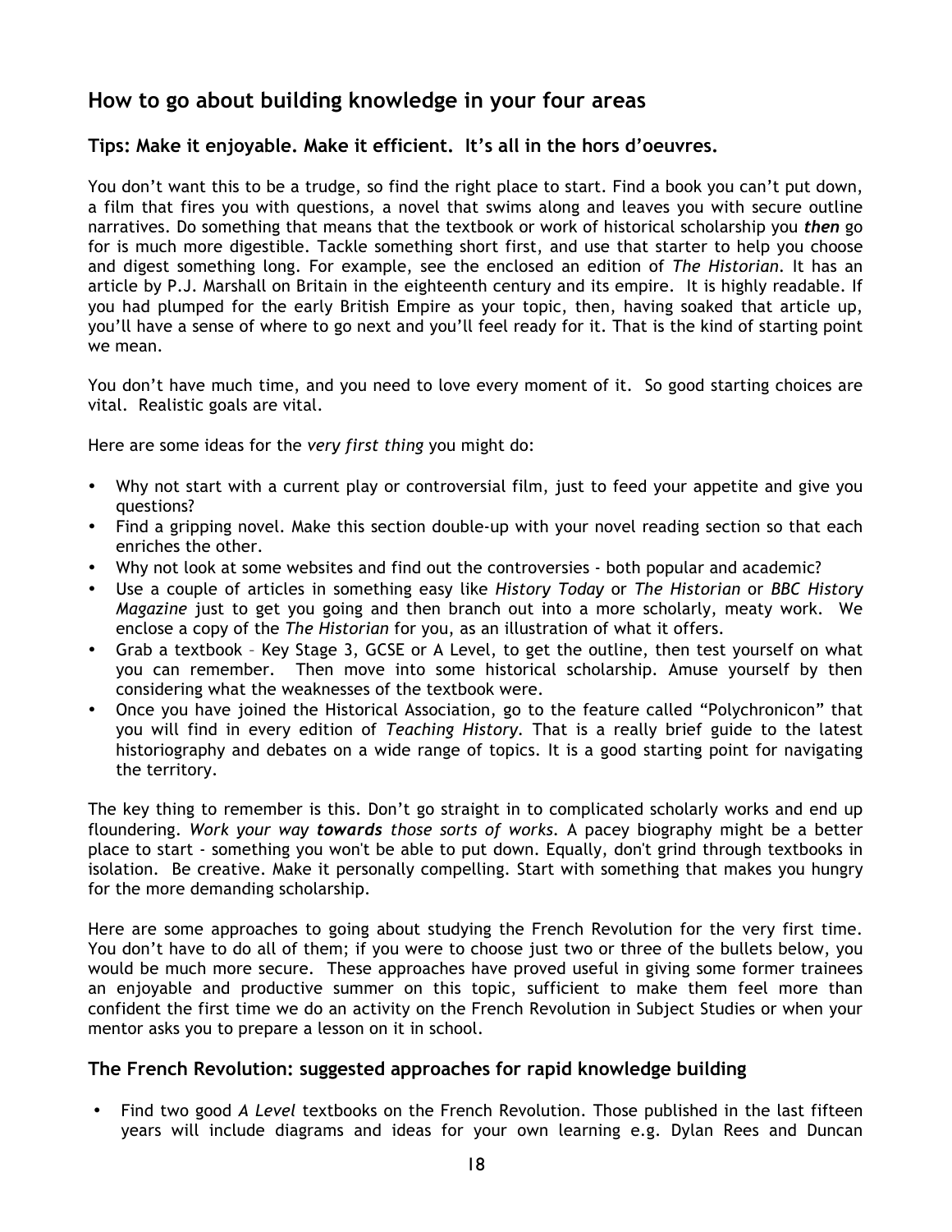## How to go about building knowledge in your four areas

### Tips: Make it enjoyable. Make it efficient. It's all in the hors d'oeuvres.

You don't want this to be a trudge, so find the right place to start. Find a book you can't put down, a film that fires you with questions, a novel that swims along and leaves you with secure outline narratives. Do something that means that the textbook or work of historical scholarship you ***then*** go for is much more digestible. Tackle something short first, and use that starter to help you choose and digest something long. For example, see the enclosed an edition of *The Historian*. It has an article by P.J. Marshall on Britain in the eighteenth century and its empire. It is highly readable. If you had plumped for the early British Empire as your topic, then, having soaked that article up, you'll have a sense of where to go next and you'll feel ready for it. That is the kind of starting point we mean.

You don't have much time, and you need to love every moment of it. So good starting choices are vital. Realistic goals are vital.

Here are some ideas for the *very first thing* you might do:

- Why not start with a current play or controversial film, just to feed your appetite and give you questions?
- Find a gripping novel. Make this section double-up with your novel reading section so that each enriches the other.
- Why not look at some websites and find out the controversies - both popular and academic?
- Use a couple of articles in something easy like *History Today* or *The Historian* or *BBC History Magazine* just to get you going and then branch out into a more scholarly, meaty work. We enclose a copy of the *The Historian* for you, as an illustration of what it offers.
- Grab a textbook – Key Stage 3, GCSE or A Level, to get the outline, then test yourself on what you can remember. Then move into some historical scholarship. Amuse yourself by then considering what the weaknesses of the textbook were.
- Once you have joined the Historical Association, go to the feature called "Polychronicon" that you will find in every edition of *Teaching History*. That is a really brief guide to the latest historiography and debates on a wide range of topics. It is a good starting point for navigating the territory.

The key thing to remember is this. Don't go straight in to complicated scholarly works and end up floundering. *Work your way **towards** those sorts of works.* A pacey biography might be a better place to start - something you won't be able to put down. Equally, don't grind through textbooks in isolation. Be creative. Make it personally compelling. Start with something that makes you hungry for the more demanding scholarship.

Here are some approaches to going about studying the French Revolution for the very first time. You don't have to do all of them; if you were to choose just two or three of the bullets below, you would be much more secure. These approaches have proved useful in giving some former trainees an enjoyable and productive summer on this topic, sufficient to make them feel more than confident the first time we do an activity on the French Revolution in Subject Studies or when your mentor asks you to prepare a lesson on it in school.

### The French Revolution: suggested approaches for rapid knowledge building

- Find two good *A Level* textbooks on the French Revolution. Those published in the last fifteen years will include diagrams and ideas for your own learning e.g. Dylan Rees and Duncan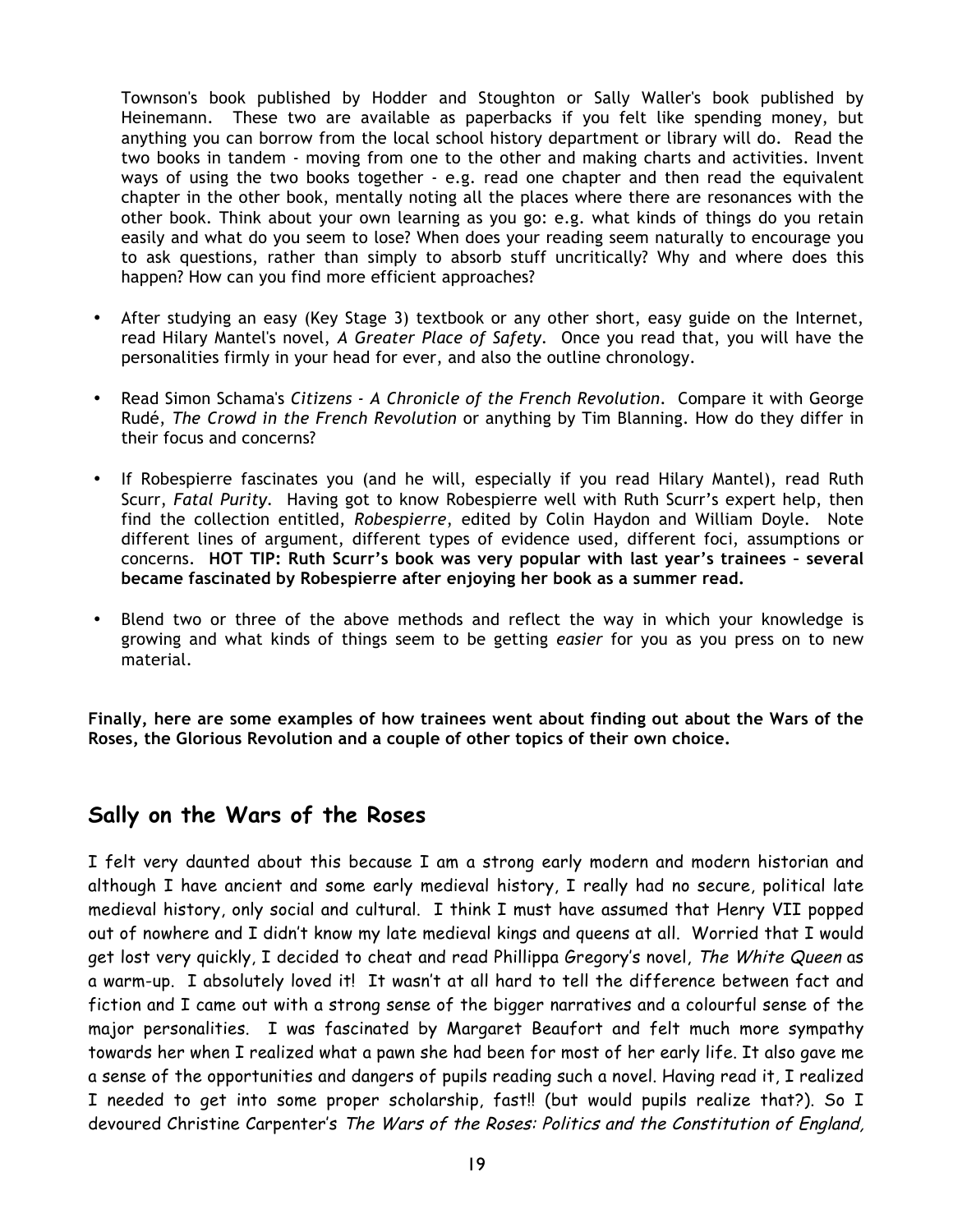Townson's book published by Hodder and Stoughton or Sally Waller's book published by Heinemann. These two are available as paperbacks if you felt like spending money, but anything you can borrow from the local school history department or library will do. Read the two books in tandem - moving from one to the other and making charts and activities. Invent ways of using the two books together - e.g. read one chapter and then read the equivalent chapter in the other book, mentally noting all the places where there are resonances with the other book. Think about your own learning as you go: e.g. what kinds of things do you retain easily and what do you seem to lose? When does your reading seem naturally to encourage you to ask questions, rather than simply to absorb stuff uncritically? Why and where does this happen? How can you find more efficient approaches?

- After studying an easy (Key Stage 3) textbook or any other short, easy guide on the Internet, read Hilary Mantel's novel, *A Greater Place of Safety*. Once you read that, you will have the personalities firmly in your head for ever, and also the outline chronology.

- Read Simon Schama's *Citizens - A Chronicle of the French Revolution*. Compare it with George Rudé, *The Crowd in the French Revolution* or anything by Tim Blanning. How do they differ in their focus and concerns?

- If Robespierre fascinates you (and he will, especially if you read Hilary Mantel), read Ruth Scurr, *Fatal Purity*. Having got to know Robespierre well with Ruth Scurr's expert help, then find the collection entitled, *Robespierre*, edited by Colin Haydon and William Doyle. Note different lines of argument, different types of evidence used, different foci, assumptions or concerns. **HOT TIP: Ruth Scurr's book was very popular with last year's trainees – several became fascinated by Robespierre after enjoying her book as a summer read.**

- Blend two or three of the above methods and reflect the way in which your knowledge is growing and what kinds of things seem to be getting *easier* for you as you press on to new material.

**Finally, here are some examples of how trainees went about finding out about the Wars of the Roses, the Glorious Revolution and a couple of other topics of their own choice.**

## Sally on the Wars of the Roses

I felt very daunted about this because I am a strong early modern and modern historian and although I have ancient and some early medieval history, I really had no secure, political late medieval history, only social and cultural. I think I must have assumed that Henry VII popped out of nowhere and I didn't know my late medieval kings and queens at all. Worried that I would get lost very quickly, I decided to cheat and read Phillippa Gregory's novel, *The White Queen* as a warm-up. I absolutely loved it! It wasn't at all hard to tell the difference between fact and fiction and I came out with a strong sense of the bigger narratives and a colourful sense of the major personalities. I was fascinated by Margaret Beaufort and felt much more sympathy towards her when I realized what a pawn she had been for most of her early life. It also gave me a sense of the opportunities and dangers of pupils reading such a novel. Having read it, I realized I needed to get into some proper scholarship, fast!! (but would pupils realize that?). So I devoured Christine Carpenter's *The Wars of the Roses: Politics and the Constitution of England,*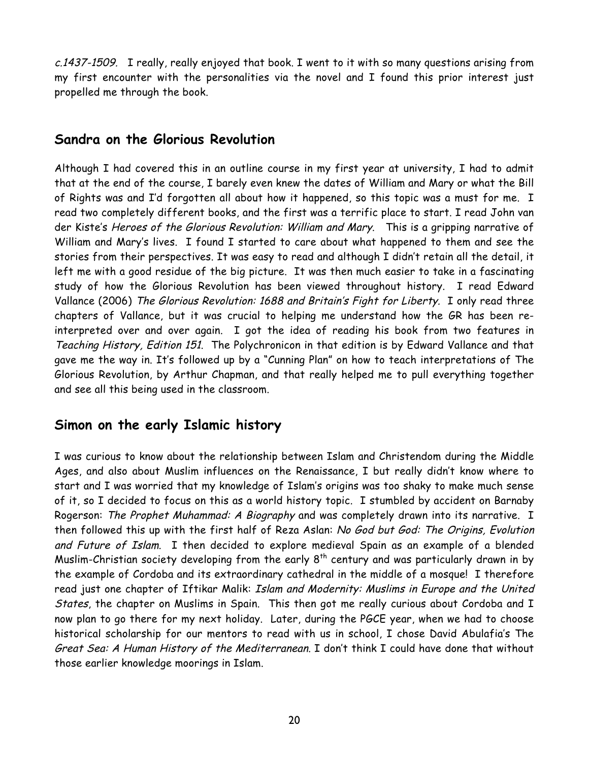*c.1437-1509.* I really, really enjoyed that book. I went to it with so many questions arising from my first encounter with the personalities via the novel and I found this prior interest just propelled me through the book.

## Sandra on the Glorious Revolution

Although I had covered this in an outline course in my first year at university, I had to admit that at the end of the course, I barely even knew the dates of William and Mary or what the Bill of Rights was and I'd forgotten all about how it happened, so this topic was a must for me. I read two completely different books, and the first was a terrific place to start. I read John van der Kiste's *Heroes of the Glorious Revolution: William and Mary*. This is a gripping narrative of William and Mary's lives. I found I started to care about what happened to them and see the stories from their perspectives. It was easy to read and although I didn't retain all the detail, it left me with a good residue of the big picture. It was then much easier to take in a fascinating study of how the Glorious Revolution has been viewed throughout history. I read Edward Vallance (2006) *The Glorious Revolution: 1688 and Britain's Fight for Liberty.* I only read three chapters of Vallance, but it was crucial to helping me understand how the GR has been re-interpreted over and over again. I got the idea of reading his book from two features in *Teaching History, Edition 151*. The Polychronicon in that edition is by Edward Vallance and that gave me the way in. It's followed up by a "Cunning Plan" on how to teach interpretations of The Glorious Revolution, by Arthur Chapman, and that really helped me to pull everything together and see all this being used in the classroom.

## Simon on the early Islamic history

I was curious to know about the relationship between Islam and Christendom during the Middle Ages, and also about Muslim influences on the Renaissance, I but really didn't know where to start and I was worried that my knowledge of Islam's origins was too shaky to make much sense of it, so I decided to focus on this as a world history topic. I stumbled by accident on Barnaby Rogerson: *The Prophet Muhammad: A Biography* and was completely drawn into its narrative. I then followed this up with the first half of Reza Aslan: *No God but God: The Origins, Evolution and Future of Islam*. I then decided to explore medieval Spain as an example of a blended Muslim-Christian society developing from the early 8th century and was particularly drawn in by the example of Cordoba and its extraordinary cathedral in the middle of a mosque! I therefore read just one chapter of Iftikar Malik: *Islam and Modernity: Muslims in Europe and the United States*, the chapter on Muslims in Spain. This then got me really curious about Cordoba and I now plan to go there for my next holiday. Later, during the PGCE year, when we had to choose historical scholarship for our mentors to read with us in school, I chose David Abulafia's The *Great Sea: A Human History of the Mediterranean*. I don't think I could have done that without those earlier knowledge moorings in Islam.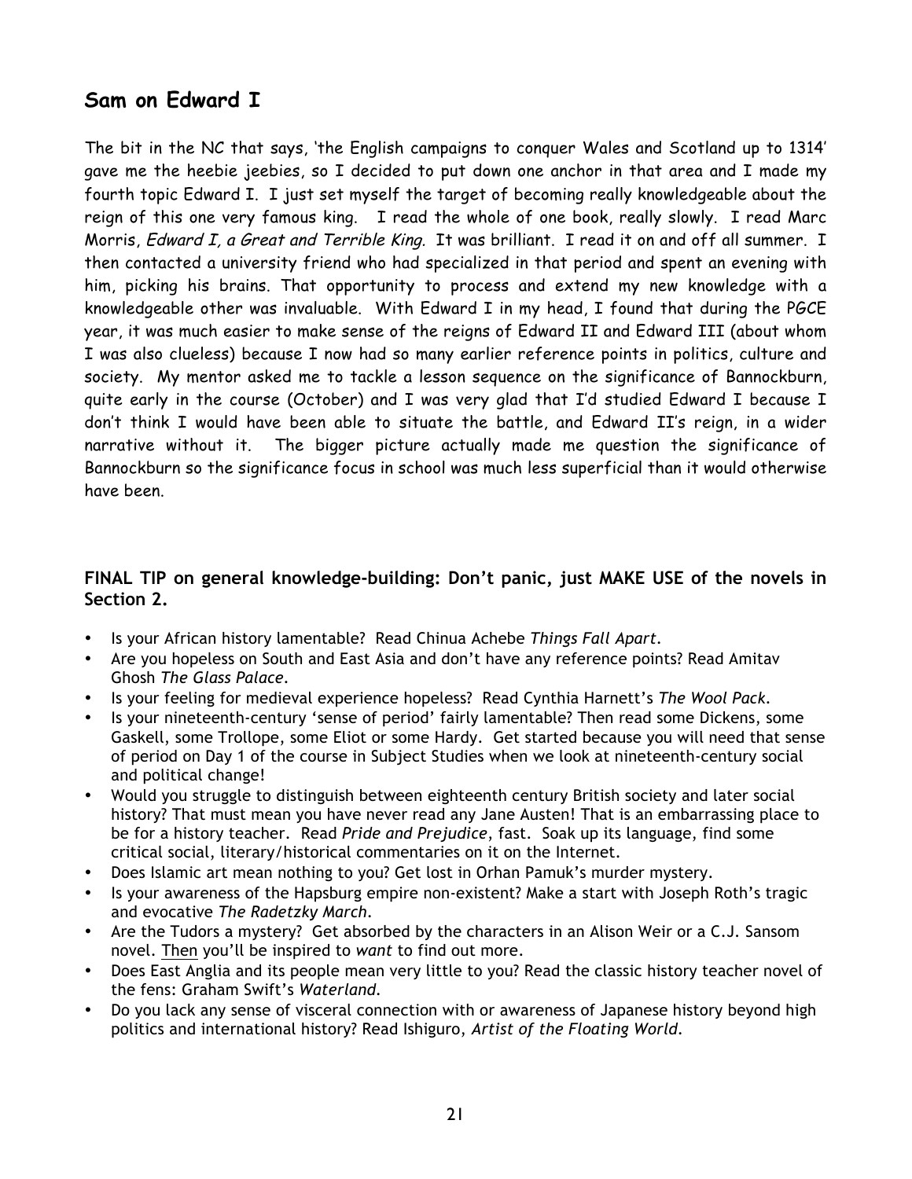## Sam on Edward I

The bit in the NC that says, 'the English campaigns to conquer Wales and Scotland up to 1314' gave me the heebie jeebies, so I decided to put down one anchor in that area and I made my fourth topic Edward I. I just set myself the target of becoming really knowledgeable about the reign of this one very famous king. I read the whole of one book, really slowly. I read Marc Morris, *Edward I, a Great and Terrible King.* It was brilliant. I read it on and off all summer. I then contacted a university friend who had specialized in that period and spent an evening with him, picking his brains. That opportunity to process and extend my new knowledge with a knowledgeable other was invaluable. With Edward I in my head, I found that during the PGCE year, it was much easier to make sense of the reigns of Edward II and Edward III (about whom I was also clueless) because I now had so many earlier reference points in politics, culture and society. My mentor asked me to tackle a lesson sequence on the significance of Bannockburn, quite early in the course (October) and I was very glad that I'd studied Edward I because I don't think I would have been able to situate the battle, and Edward II's reign, in a wider narrative without it. The bigger picture actually made me question the significance of Bannockburn so the significance focus in school was much less superficial than it would otherwise have been.

**FINAL TIP on general knowledge-building: Don't panic, just MAKE USE of the novels in Section 2.**

- Is your African history lamentable? Read Chinua Achebe *Things Fall Apart*.
- Are you hopeless on South and East Asia and don't have any reference points? Read Amitav Ghosh *The Glass Palace*.
- Is your feeling for medieval experience hopeless? Read Cynthia Harnett's *The Wool Pack*.
- Is your nineteenth-century 'sense of period' fairly lamentable? Then read some Dickens, some Gaskell, some Trollope, some Eliot or some Hardy. Get started because you will need that sense of period on Day 1 of the course in Subject Studies when we look at nineteenth-century social and political change!
- Would you struggle to distinguish between eighteenth century British society and later social history? That must mean you have never read any Jane Austen! That is an embarrassing place to be for a history teacher. Read *Pride and Prejudice*, fast. Soak up its language, find some critical social, literary/historical commentaries on it on the Internet.
- Does Islamic art mean nothing to you? Get lost in Orhan Pamuk's murder mystery.
- Is your awareness of the Hapsburg empire non-existent? Make a start with Joseph Roth's tragic and evocative *The Radetzky March*.
- Are the Tudors a mystery? Get absorbed by the characters in an Alison Weir or a C.J. Sansom novel. <u>Then</u> you'll be inspired to *want* to find out more.
- Does East Anglia and its people mean very little to you? Read the classic history teacher novel of the fens: Graham Swift's *Waterland*.
- Do you lack any sense of visceral connection with or awareness of Japanese history beyond high politics and international history? Read Ishiguro, *Artist of the Floating World*.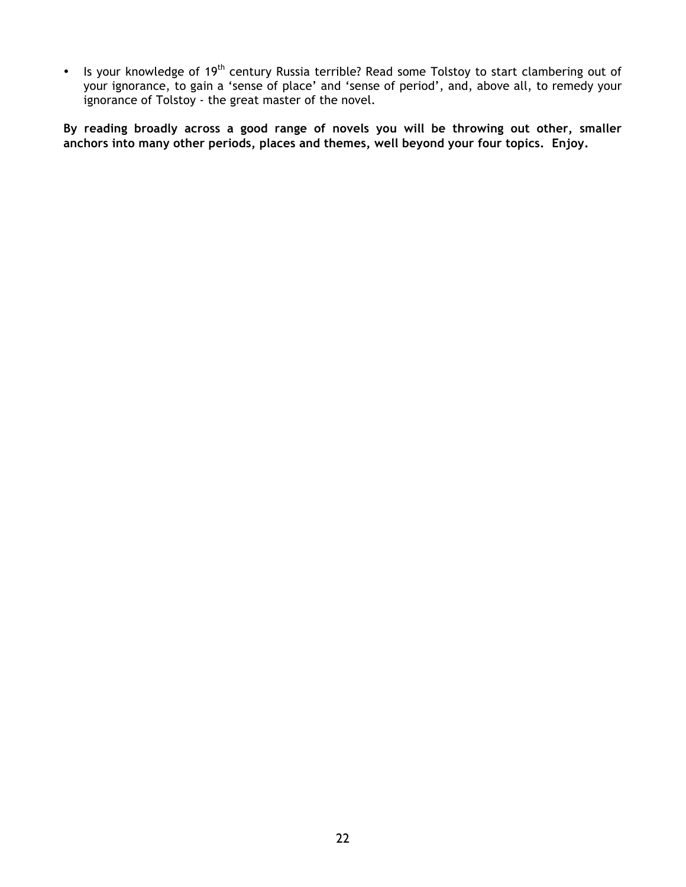- Is your knowledge of 19th century Russia terrible? Read some Tolstoy to start clambering out of your ignorance, to gain a 'sense of place' and 'sense of period', and, above all, to remedy your ignorance of Tolstoy - the great master of the novel.

**By reading broadly across a good range of novels you will be throwing out other, smaller anchors into many other periods, places and themes, well beyond your four topics. Enjoy.**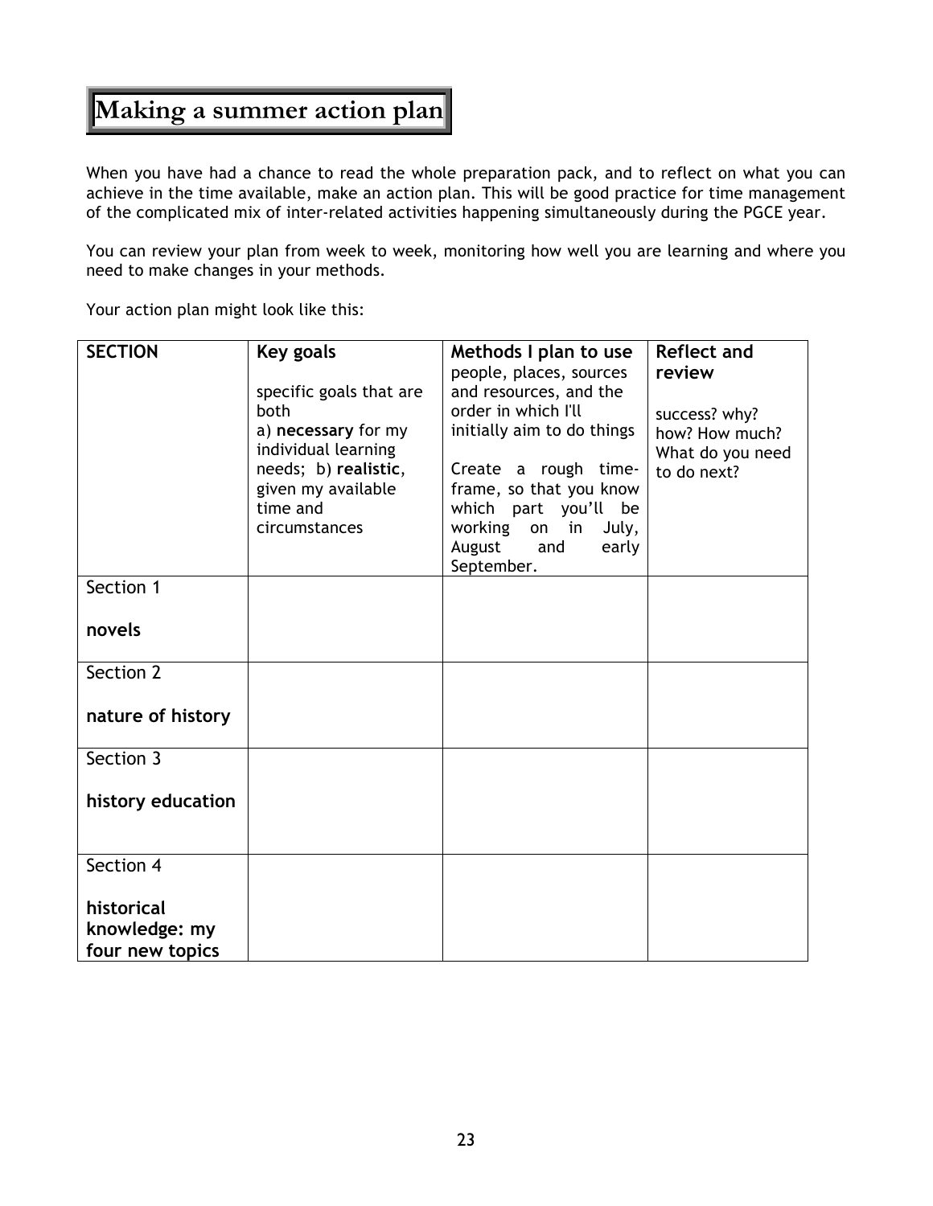# Making a summer action plan

When you have had a chance to read the whole preparation pack, and to reflect on what you can achieve in the time available, make an action plan. This will be good practice for time management of the complicated mix of inter-related activities happening simultaneously during the PGCE year.

You can review your plan from week to week, monitoring how well you are learning and where you need to make changes in your methods.

Your action plan might look like this:

| **SECTION** | **Key goals**<br><br>specific goals that are both<br>a) **necessary** for my individual learning needs; b) **realistic**, given my available time and circumstances | **Methods I plan to use**<br>people, places, sources and resources, and the order in which I'll initially aim to do things<br><br>Create a rough time-frame, so that you know which part you'll be working on in July, August and early September. | **Reflect and review**<br><br>success? why? how? How much? What do you need to do next? |
|---|---|---|---|
| Section 1<br><br>**novels** | | | |
| Section 2<br><br>**nature of history** | | | |
| Section 3<br><br>**history education** | | | |
| Section 4<br><br>**historical knowledge: my four new topics** | | | |